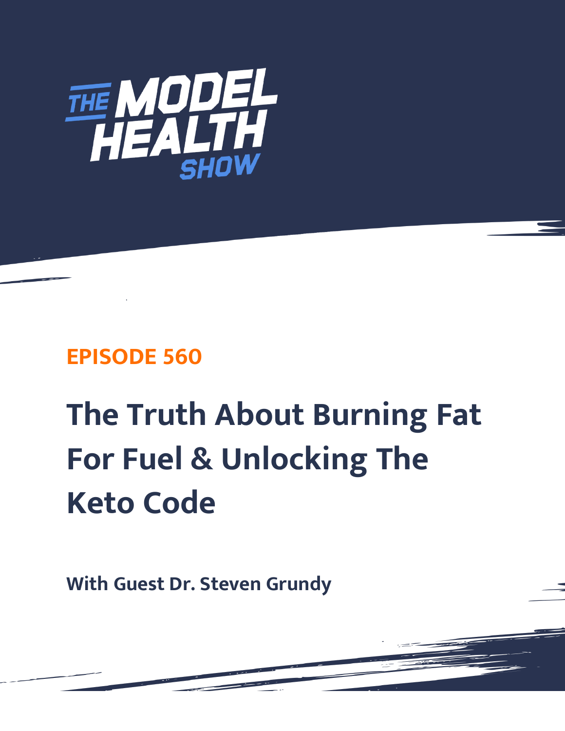THE MODEL HEALTH SHOW

**EPISODE 560**

# The Truth About Burning Fat For Fuel & Unlocking The Keto Code

**With Guest Dr. Steven Grundy**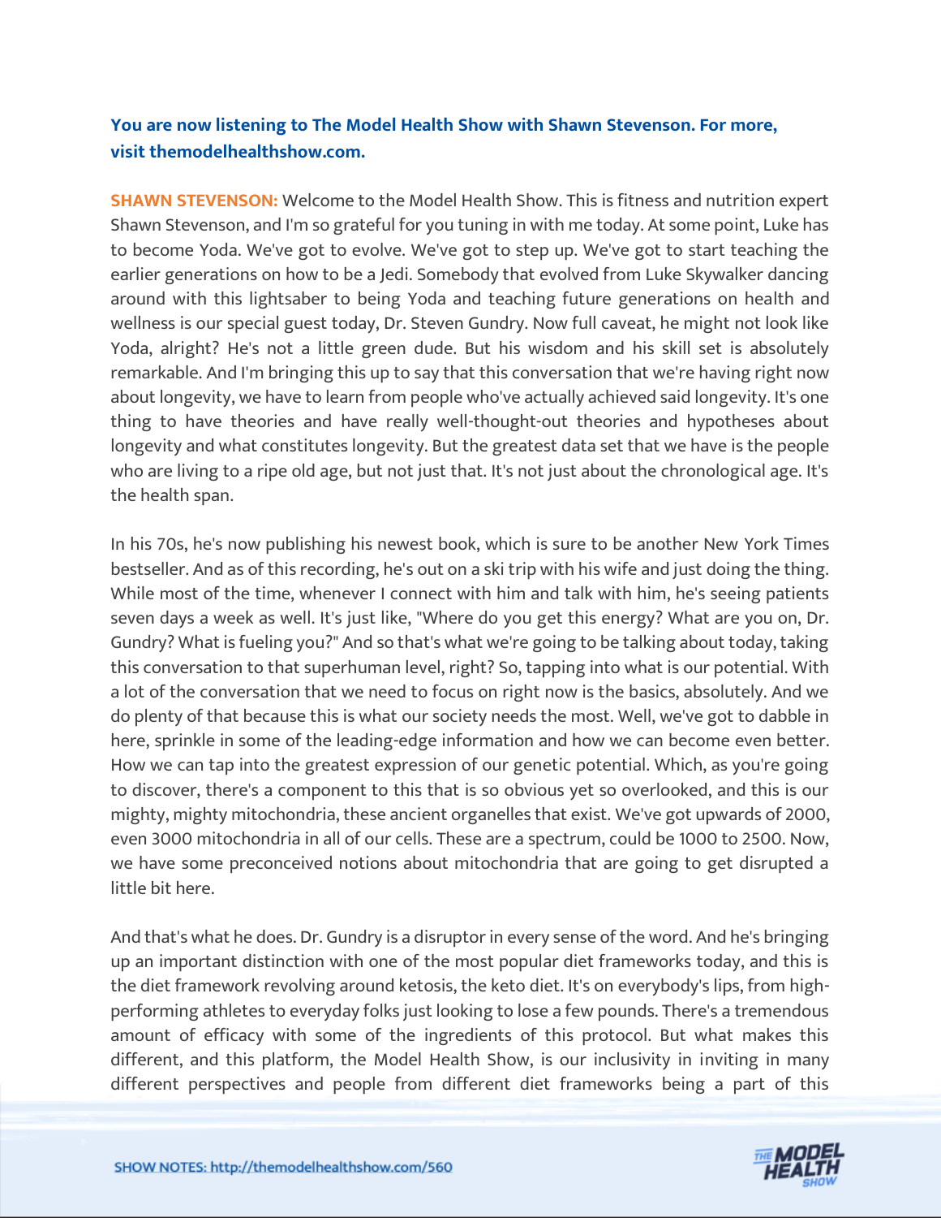**You are now listening to The Model Health Show with Shawn Stevenson. For more, visit themodelhealthshow.com.**

**SHAWN STEVENSON:** Welcome to the Model Health Show. This is fitness and nutrition expert Shawn Stevenson, and I'm so grateful for you tuning in with me today. At some point, Luke has to become Yoda. We've got to evolve. We've got to step up. We've got to start teaching the earlier generations on how to be a Jedi. Somebody that evolved from Luke Skywalker dancing around with this lightsaber to being Yoda and teaching future generations on health and wellness is our special guest today, Dr. Steven Gundry. Now full caveat, he might not look like Yoda, alright? He's not a little green dude. But his wisdom and his skill set is absolutely remarkable. And I'm bringing this up to say that this conversation that we're having right now about longevity, we have to learn from people who've actually achieved said longevity. It's one thing to have theories and have really well-thought-out theories and hypotheses about longevity and what constitutes longevity. But the greatest data set that we have is the people who are living to a ripe old age, but not just that. It's not just about the chronological age. It's the health span.

In his 70s, he's now publishing his newest book, which is sure to be another New York Times bestseller. And as of this recording, he's out on a ski trip with his wife and just doing the thing. While most of the time, whenever I connect with him and talk with him, he's seeing patients seven days a week as well. It's just like, "Where do you get this energy? What are you on, Dr. Gundry? What is fueling you?" And so that's what we're going to be talking about today, taking this conversation to that superhuman level, right? So, tapping into what is our potential. With a lot of the conversation that we need to focus on right now is the basics, absolutely. And we do plenty of that because this is what our society needs the most. Well, we've got to dabble in here, sprinkle in some of the leading-edge information and how we can become even better. How we can tap into the greatest expression of our genetic potential. Which, as you're going to discover, there's a component to this that is so obvious yet so overlooked, and this is our mighty, mighty mitochondria, these ancient organelles that exist. We've got upwards of 2000, even 3000 mitochondria in all of our cells. These are a spectrum, could be 1000 to 2500. Now, we have some preconceived notions about mitochondria that are going to get disrupted a little bit here.

And that's what he does. Dr. Gundry is a disruptor in every sense of the word. And he's bringing up an important distinction with one of the most popular diet frameworks today, and this is the diet framework revolving around ketosis, the keto diet. It's on everybody's lips, from high-performing athletes to everyday folks just looking to lose a few pounds. There's a tremendous amount of efficacy with some of the ingredients of this protocol. But what makes this different, and this platform, the Model Health Show, is our inclusivity in inviting in many different perspectives and people from different diet frameworks being a part of this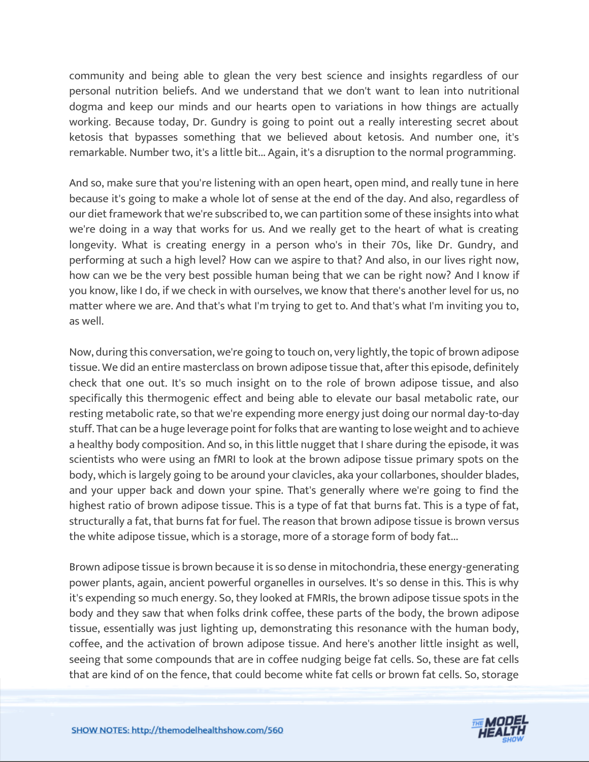community and being able to glean the very best science and insights regardless of our personal nutrition beliefs. And we understand that we don't want to lean into nutritional dogma and keep our minds and our hearts open to variations in how things are actually working. Because today, Dr. Gundry is going to point out a really interesting secret about ketosis that bypasses something that we believed about ketosis. And number one, it's remarkable. Number two, it's a little bit... Again, it's a disruption to the normal programming.

And so, make sure that you're listening with an open heart, open mind, and really tune in here because it's going to make a whole lot of sense at the end of the day. And also, regardless of our diet framework that we're subscribed to, we can partition some of these insights into what we're doing in a way that works for us. And we really get to the heart of what is creating longevity. What is creating energy in a person who's in their 70s, like Dr. Gundry, and performing at such a high level? How can we aspire to that? And also, in our lives right now, how can we be the very best possible human being that we can be right now? And I know if you know, like I do, if we check in with ourselves, we know that there's another level for us, no matter where we are. And that's what I'm trying to get to. And that's what I'm inviting you to, as well.

Now, during this conversation, we're going to touch on, very lightly, the topic of brown adipose tissue. We did an entire masterclass on brown adipose tissue that, after this episode, definitely check that one out. It's so much insight on to the role of brown adipose tissue, and also specifically this thermogenic effect and being able to elevate our basal metabolic rate, our resting metabolic rate, so that we're expending more energy just doing our normal day-to-day stuff. That can be a huge leverage point for folks that are wanting to lose weight and to achieve a healthy body composition. And so, in this little nugget that I share during the episode, it was scientists who were using an fMRI to look at the brown adipose tissue primary spots on the body, which is largely going to be around your clavicles, aka your collarbones, shoulder blades, and your upper back and down your spine. That's generally where we're going to find the highest ratio of brown adipose tissue. This is a type of fat that burns fat. This is a type of fat, structurally a fat, that burns fat for fuel. The reason that brown adipose tissue is brown versus the white adipose tissue, which is a storage, more of a storage form of body fat...

Brown adipose tissue is brown because it is so dense in mitochondria, these energy-generating power plants, again, ancient powerful organelles in ourselves. It's so dense in this. This is why it's expending so much energy. So, they looked at FMRIs, the brown adipose tissue spots in the body and they saw that when folks drink coffee, these parts of the body, the brown adipose tissue, essentially was just lighting up, demonstrating this resonance with the human body, coffee, and the activation of brown adipose tissue. And here's another little insight as well, seeing that some compounds that are in coffee nudging beige fat cells. So, these are fat cells that are kind of on the fence, that could become white fat cells or brown fat cells. So, storage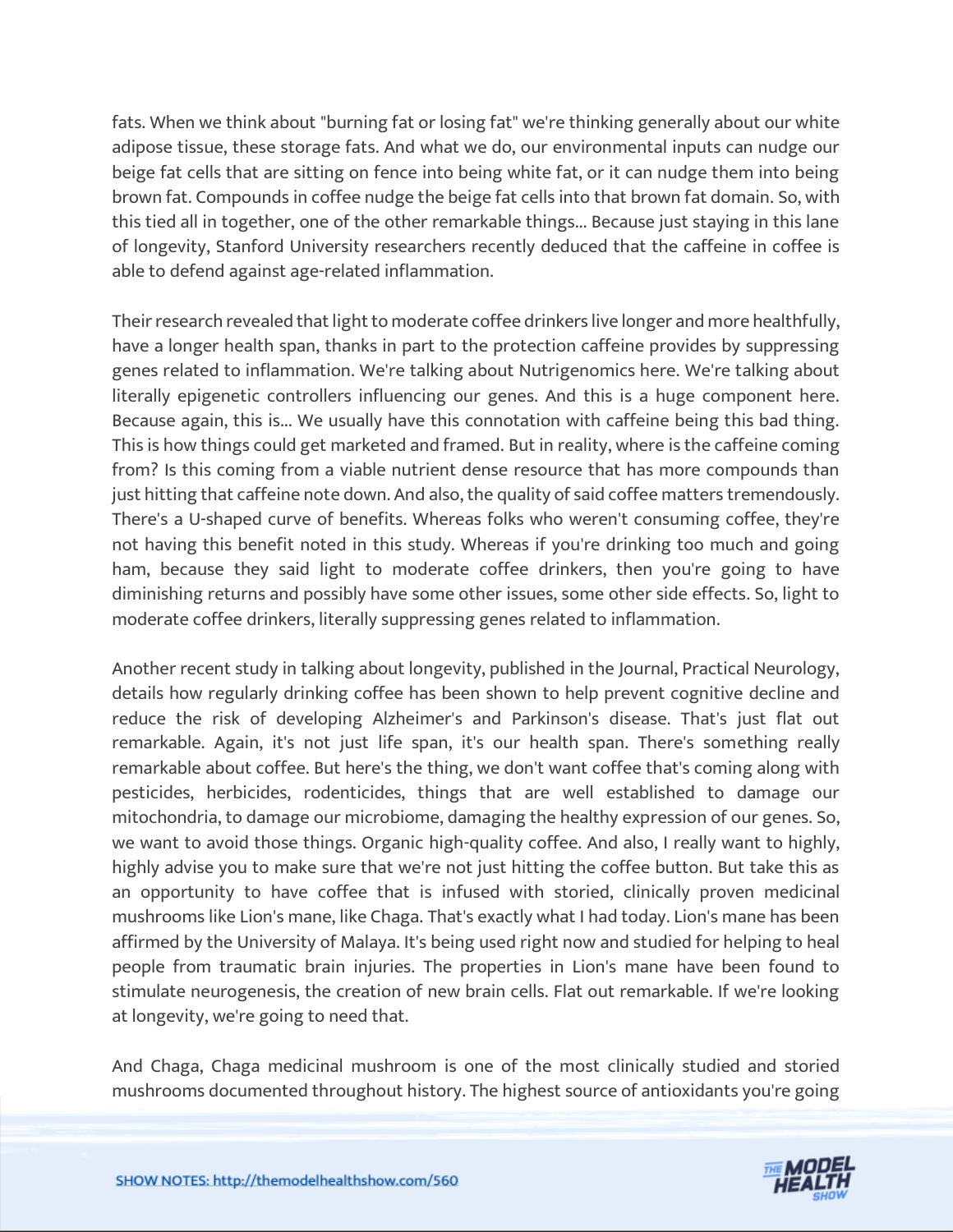fats. When we think about "burning fat or losing fat" we're thinking generally about our white adipose tissue, these storage fats. And what we do, our environmental inputs can nudge our beige fat cells that are sitting on fence into being white fat, or it can nudge them into being brown fat. Compounds in coffee nudge the beige fat cells into that brown fat domain. So, with this tied all in together, one of the other remarkable things... Because just staying in this lane of longevity, Stanford University researchers recently deduced that the caffeine in coffee is able to defend against age-related inflammation.

Their research revealed that light to moderate coffee drinkers live longer and more healthfully, have a longer health span, thanks in part to the protection caffeine provides by suppressing genes related to inflammation. We're talking about Nutrigenomics here. We're talking about literally epigenetic controllers influencing our genes. And this is a huge component here. Because again, this is... We usually have this connotation with caffeine being this bad thing. This is how things could get marketed and framed. But in reality, where is the caffeine coming from? Is this coming from a viable nutrient dense resource that has more compounds than just hitting that caffeine note down. And also, the quality of said coffee matters tremendously. There's a U-shaped curve of benefits. Whereas folks who weren't consuming coffee, they're not having this benefit noted in this study. Whereas if you're drinking too much and going ham, because they said light to moderate coffee drinkers, then you're going to have diminishing returns and possibly have some other issues, some other side effects. So, light to moderate coffee drinkers, literally suppressing genes related to inflammation.

Another recent study in talking about longevity, published in the Journal, Practical Neurology, details how regularly drinking coffee has been shown to help prevent cognitive decline and reduce the risk of developing Alzheimer's and Parkinson's disease. That's just flat out remarkable. Again, it's not just life span, it's our health span. There's something really remarkable about coffee. But here's the thing, we don't want coffee that's coming along with pesticides, herbicides, rodenticides, things that are well established to damage our mitochondria, to damage our microbiome, damaging the healthy expression of our genes. So, we want to avoid those things. Organic high-quality coffee. And also, I really want to highly, highly advise you to make sure that we're not just hitting the coffee button. But take this as an opportunity to have coffee that is infused with storied, clinically proven medicinal mushrooms like Lion's mane, like Chaga. That's exactly what I had today. Lion's mane has been affirmed by the University of Malaya. It's being used right now and studied for helping to heal people from traumatic brain injuries. The properties in Lion's mane have been found to stimulate neurogenesis, the creation of new brain cells. Flat out remarkable. If we're looking at longevity, we're going to need that.

And Chaga, Chaga medicinal mushroom is one of the most clinically studied and storied mushrooms documented throughout history. The highest source of antioxidants you're going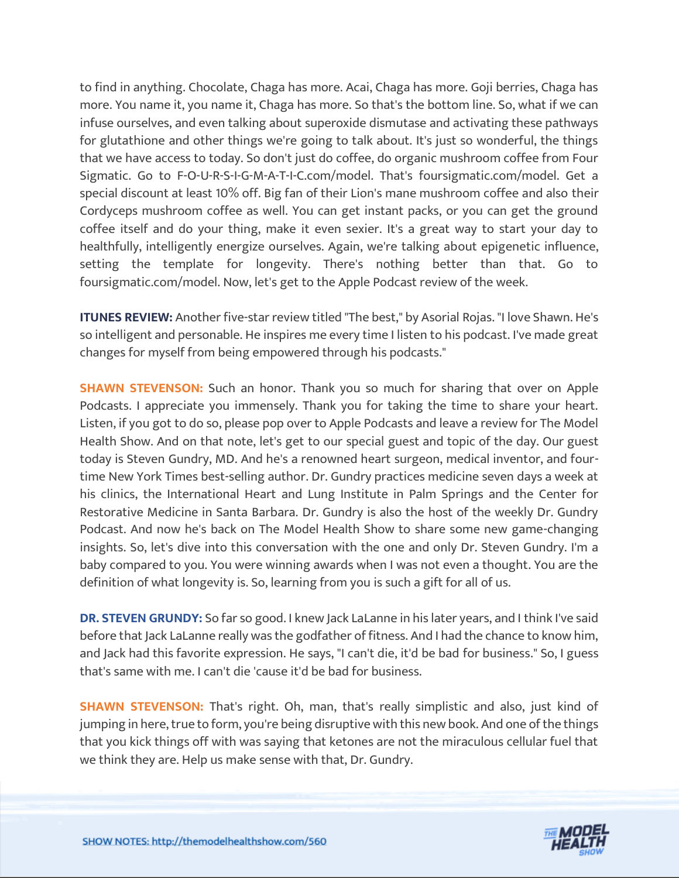to find in anything. Chocolate, Chaga has more. Acai, Chaga has more. Goji berries, Chaga has more. You name it, you name it, Chaga has more. So that's the bottom line. So, what if we can infuse ourselves, and even talking about superoxide dismutase and activating these pathways for glutathione and other things we're going to talk about. It's just so wonderful, the things that we have access to today. So don't just do coffee, do organic mushroom coffee from Four Sigmatic. Go to F-O-U-R-S-I-G-M-A-T-I-C.com/model. That's foursigmatic.com/model. Get a special discount at least 10% off. Big fan of their Lion's mane mushroom coffee and also their Cordyceps mushroom coffee as well. You can get instant packs, or you can get the ground coffee itself and do your thing, make it even sexier. It's a great way to start your day to healthfully, intelligently energize ourselves. Again, we're talking about epigenetic influence, setting the template for longevity. There's nothing better than that. Go to foursigmatic.com/model. Now, let's get to the Apple Podcast review of the week.

**ITUNES REVIEW:** Another five-star review titled "The best," by Asorial Rojas. "I love Shawn. He's so intelligent and personable. He inspires me every time I listen to his podcast. I've made great changes for myself from being empowered through his podcasts."

**SHAWN STEVENSON:** Such an honor. Thank you so much for sharing that over on Apple Podcasts. I appreciate you immensely. Thank you for taking the time to share your heart. Listen, if you got to do so, please pop over to Apple Podcasts and leave a review for The Model Health Show. And on that note, let's get to our special guest and topic of the day. Our guest today is Steven Gundry, MD. And he's a renowned heart surgeon, medical inventor, and four-time New York Times best-selling author. Dr. Gundry practices medicine seven days a week at his clinics, the International Heart and Lung Institute in Palm Springs and the Center for Restorative Medicine in Santa Barbara. Dr. Gundry is also the host of the weekly Dr. Gundry Podcast. And now he's back on The Model Health Show to share some new game-changing insights. So, let's dive into this conversation with the one and only Dr. Steven Gundry. I'm a baby compared to you. You were winning awards when I was not even a thought. You are the definition of what longevity is. So, learning from you is such a gift for all of us.

**DR. STEVEN GRUNDY:** So far so good. I knew Jack LaLanne in his later years, and I think I've said before that Jack LaLanne really was the godfather of fitness. And I had the chance to know him, and Jack had this favorite expression. He says, "I can't die, it'd be bad for business." So, I guess that's same with me. I can't die 'cause it'd be bad for business.

**SHAWN STEVENSON:** That's right. Oh, man, that's really simplistic and also, just kind of jumping in here, true to form, you're being disruptive with this new book. And one of the things that you kick things off with was saying that ketones are not the miraculous cellular fuel that we think they are. Help us make sense with that, Dr. Gundry.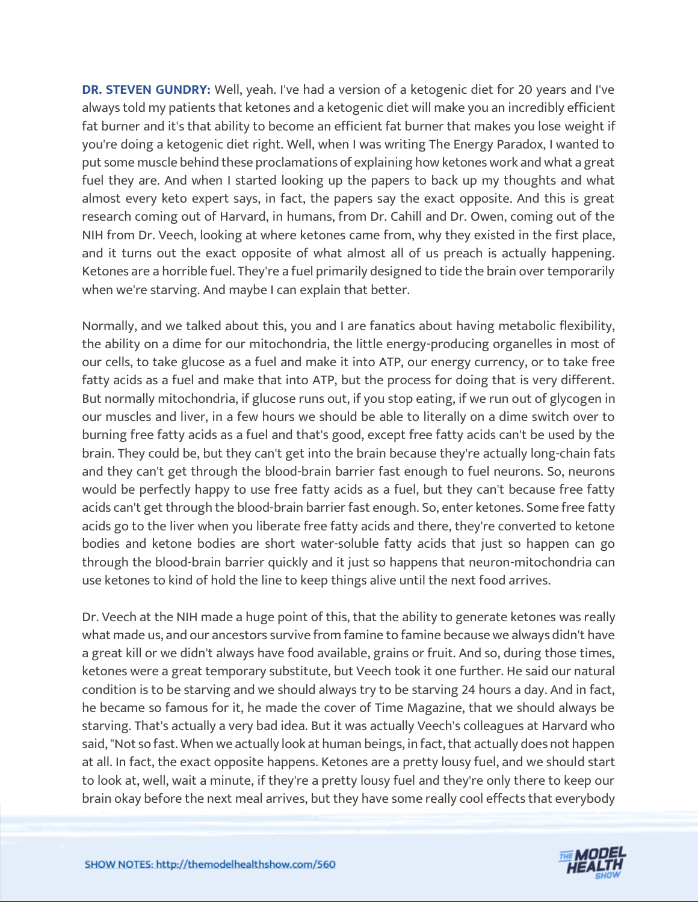**DR. STEVEN GUNDRY:** Well, yeah. I've had a version of a ketogenic diet for 20 years and I've always told my patients that ketones and a ketogenic diet will make you an incredibly efficient fat burner and it's that ability to become an efficient fat burner that makes you lose weight if you're doing a ketogenic diet right. Well, when I was writing The Energy Paradox, I wanted to put some muscle behind these proclamations of explaining how ketones work and what a great fuel they are. And when I started looking up the papers to back up my thoughts and what almost every keto expert says, in fact, the papers say the exact opposite. And this is great research coming out of Harvard, in humans, from Dr. Cahill and Dr. Owen, coming out of the NIH from Dr. Veech, looking at where ketones came from, why they existed in the first place, and it turns out the exact opposite of what almost all of us preach is actually happening. Ketones are a horrible fuel. They're a fuel primarily designed to tide the brain over temporarily when we're starving. And maybe I can explain that better.

Normally, and we talked about this, you and I are fanatics about having metabolic flexibility, the ability on a dime for our mitochondria, the little energy-producing organelles in most of our cells, to take glucose as a fuel and make it into ATP, our energy currency, or to take free fatty acids as a fuel and make that into ATP, but the process for doing that is very different. But normally mitochondria, if glucose runs out, if you stop eating, if we run out of glycogen in our muscles and liver, in a few hours we should be able to literally on a dime switch over to burning free fatty acids as a fuel and that's good, except free fatty acids can't be used by the brain. They could be, but they can't get into the brain because they're actually long-chain fats and they can't get through the blood-brain barrier fast enough to fuel neurons. So, neurons would be perfectly happy to use free fatty acids as a fuel, but they can't because free fatty acids can't get through the blood-brain barrier fast enough. So, enter ketones. Some free fatty acids go to the liver when you liberate free fatty acids and there, they're converted to ketone bodies and ketone bodies are short water-soluble fatty acids that just so happen can go through the blood-brain barrier quickly and it just so happens that neuron-mitochondria can use ketones to kind of hold the line to keep things alive until the next food arrives.

Dr. Veech at the NIH made a huge point of this, that the ability to generate ketones was really what made us, and our ancestors survive from famine to famine because we always didn't have a great kill or we didn't always have food available, grains or fruit. And so, during those times, ketones were a great temporary substitute, but Veech took it one further. He said our natural condition is to be starving and we should always try to be starving 24 hours a day. And in fact, he became so famous for it, he made the cover of Time Magazine, that we should always be starving. That's actually a very bad idea. But it was actually Veech's colleagues at Harvard who said, "Not so fast. When we actually look at human beings, in fact, that actually does not happen at all. In fact, the exact opposite happens. Ketones are a pretty lousy fuel, and we should start to look at, well, wait a minute, if they're a pretty lousy fuel and they're only there to keep our brain okay before the next meal arrives, but they have some really cool effects that everybody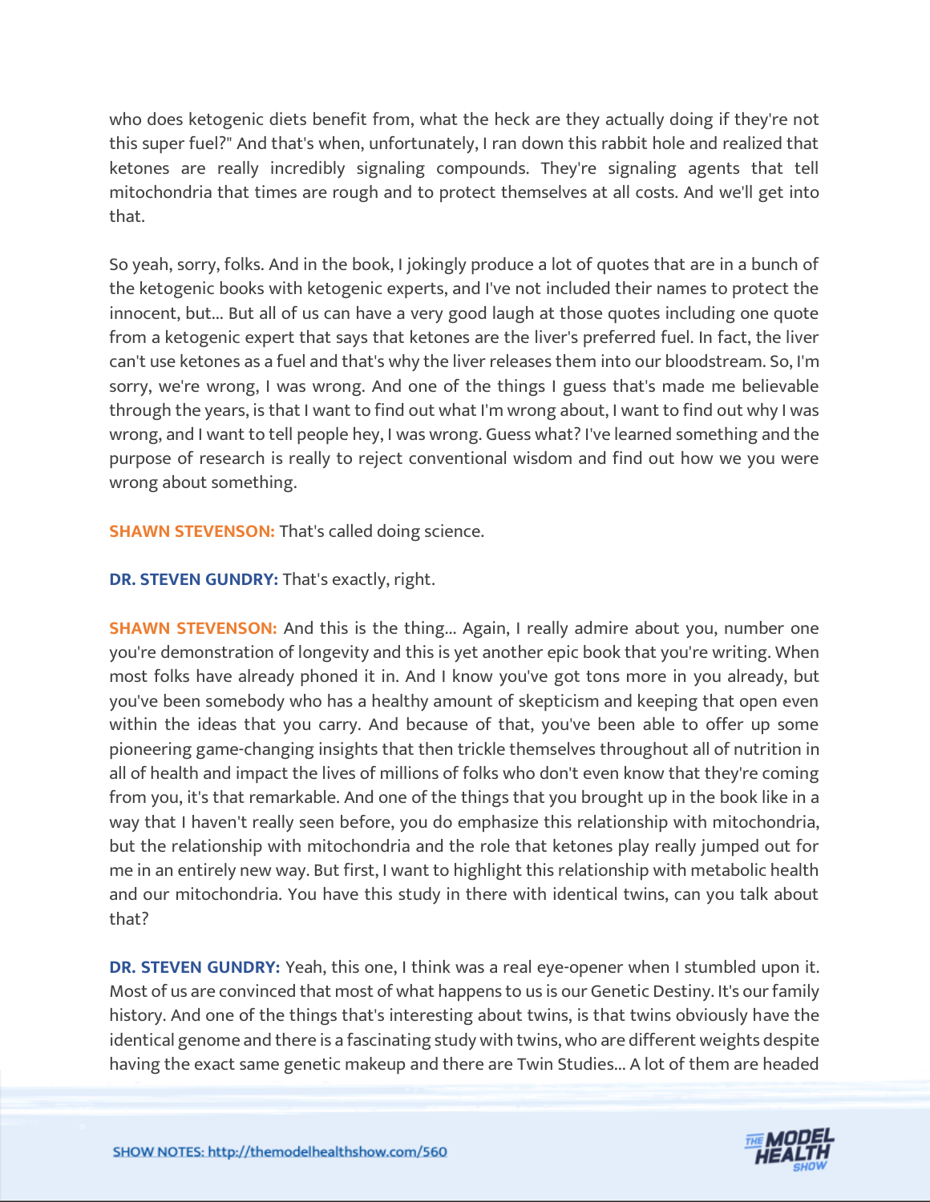who does ketogenic diets benefit from, what the heck are they actually doing if they're not this super fuel?" And that's when, unfortunately, I ran down this rabbit hole and realized that ketones are really incredibly signaling compounds. They're signaling agents that tell mitochondria that times are rough and to protect themselves at all costs. And we'll get into that.

So yeah, sorry, folks. And in the book, I jokingly produce a lot of quotes that are in a bunch of the ketogenic books with ketogenic experts, and I've not included their names to protect the innocent, but... But all of us can have a very good laugh at those quotes including one quote from a ketogenic expert that says that ketones are the liver's preferred fuel. In fact, the liver can't use ketones as a fuel and that's why the liver releases them into our bloodstream. So, I'm sorry, we're wrong, I was wrong. And one of the things I guess that's made me believable through the years, is that I want to find out what I'm wrong about, I want to find out why I was wrong, and I want to tell people hey, I was wrong. Guess what? I've learned something and the purpose of research is really to reject conventional wisdom and find out how we you were wrong about something.

**SHAWN STEVENSON:** That's called doing science.

**DR. STEVEN GUNDRY:** That's exactly, right.

**SHAWN STEVENSON:** And this is the thing... Again, I really admire about you, number one you're demonstration of longevity and this is yet another epic book that you're writing. When most folks have already phoned it in. And I know you've got tons more in you already, but you've been somebody who has a healthy amount of skepticism and keeping that open even within the ideas that you carry. And because of that, you've been able to offer up some pioneering game-changing insights that then trickle themselves throughout all of nutrition in all of health and impact the lives of millions of folks who don't even know that they're coming from you, it's that remarkable. And one of the things that you brought up in the book like in a way that I haven't really seen before, you do emphasize this relationship with mitochondria, but the relationship with mitochondria and the role that ketones play really jumped out for me in an entirely new way. But first, I want to highlight this relationship with metabolic health and our mitochondria. You have this study in there with identical twins, can you talk about that?

**DR. STEVEN GUNDRY:** Yeah, this one, I think was a real eye-opener when I stumbled upon it. Most of us are convinced that most of what happens to us is our Genetic Destiny. It's our family history. And one of the things that's interesting about twins, is that twins obviously have the identical genome and there is a fascinating study with twins, who are different weights despite having the exact same genetic makeup and there are Twin Studies... A lot of them are headed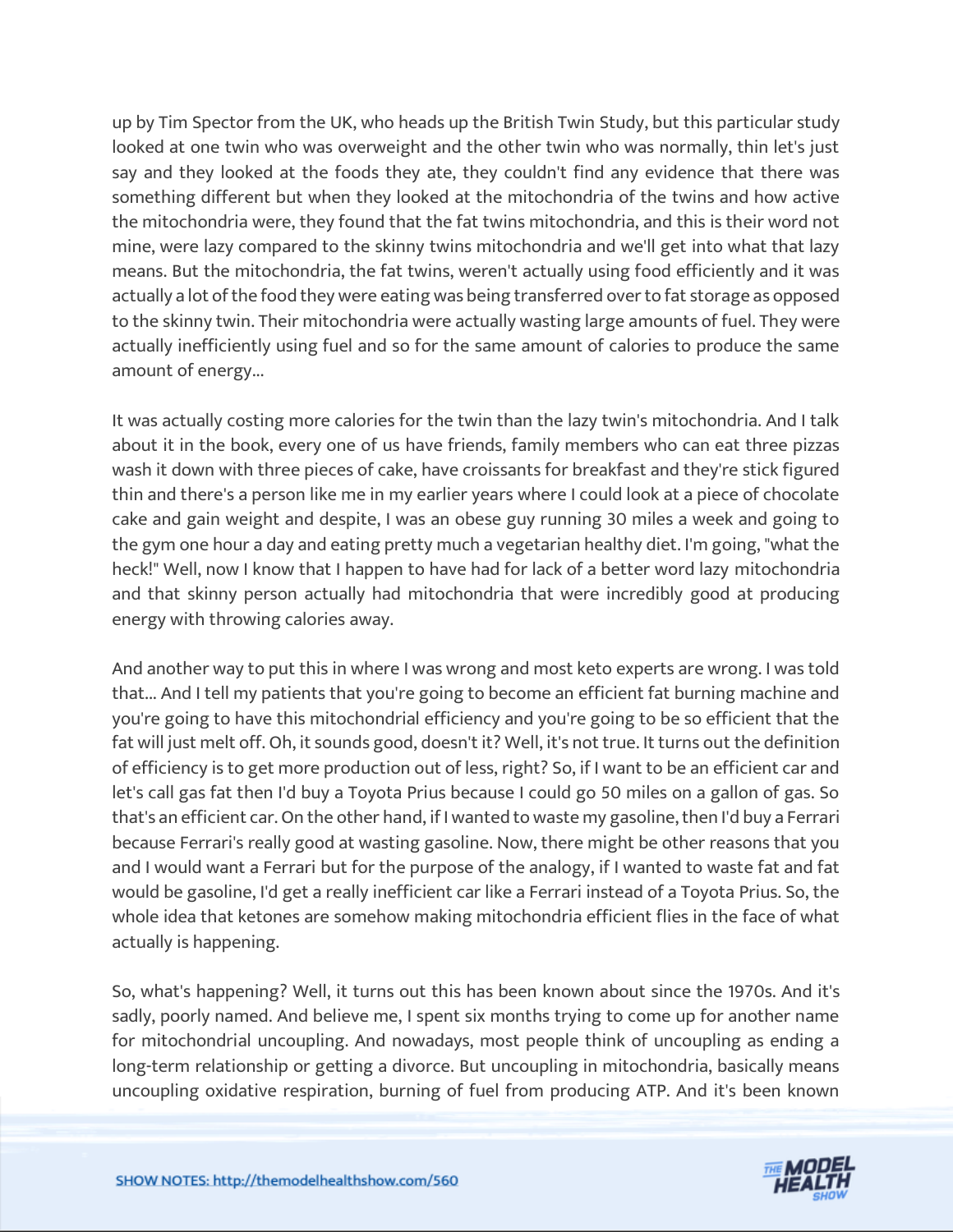up by Tim Spector from the UK, who heads up the British Twin Study, but this particular study looked at one twin who was overweight and the other twin who was normally, thin let's just say and they looked at the foods they ate, they couldn't find any evidence that there was something different but when they looked at the mitochondria of the twins and how active the mitochondria were, they found that the fat twins mitochondria, and this is their word not mine, were lazy compared to the skinny twins mitochondria and we'll get into what that lazy means. But the mitochondria, the fat twins, weren't actually using food efficiently and it was actually a lot of the food they were eating was being transferred over to fat storage as opposed to the skinny twin. Their mitochondria were actually wasting large amounts of fuel. They were actually inefficiently using fuel and so for the same amount of calories to produce the same amount of energy...

It was actually costing more calories for the twin than the lazy twin's mitochondria. And I talk about it in the book, every one of us have friends, family members who can eat three pizzas wash it down with three pieces of cake, have croissants for breakfast and they're stick figured thin and there's a person like me in my earlier years where I could look at a piece of chocolate cake and gain weight and despite, I was an obese guy running 30 miles a week and going to the gym one hour a day and eating pretty much a vegetarian healthy diet. I'm going, "what the heck!" Well, now I know that I happen to have had for lack of a better word lazy mitochondria and that skinny person actually had mitochondria that were incredibly good at producing energy with throwing calories away.

And another way to put this in where I was wrong and most keto experts are wrong. I was told that... And I tell my patients that you're going to become an efficient fat burning machine and you're going to have this mitochondrial efficiency and you're going to be so efficient that the fat will just melt off. Oh, it sounds good, doesn't it? Well, it's not true. It turns out the definition of efficiency is to get more production out of less, right? So, if I want to be an efficient car and let's call gas fat then I'd buy a Toyota Prius because I could go 50 miles on a gallon of gas. So that's an efficient car. On the other hand, if I wanted to waste my gasoline, then I'd buy a Ferrari because Ferrari's really good at wasting gasoline. Now, there might be other reasons that you and I would want a Ferrari but for the purpose of the analogy, if I wanted to waste fat and fat would be gasoline, I'd get a really inefficient car like a Ferrari instead of a Toyota Prius. So, the whole idea that ketones are somehow making mitochondria efficient flies in the face of what actually is happening.

So, what's happening? Well, it turns out this has been known about since the 1970s. And it's sadly, poorly named. And believe me, I spent six months trying to come up for another name for mitochondrial uncoupling. And nowadays, most people think of uncoupling as ending a long-term relationship or getting a divorce. But uncoupling in mitochondria, basically means uncoupling oxidative respiration, burning of fuel from producing ATP. And it's been known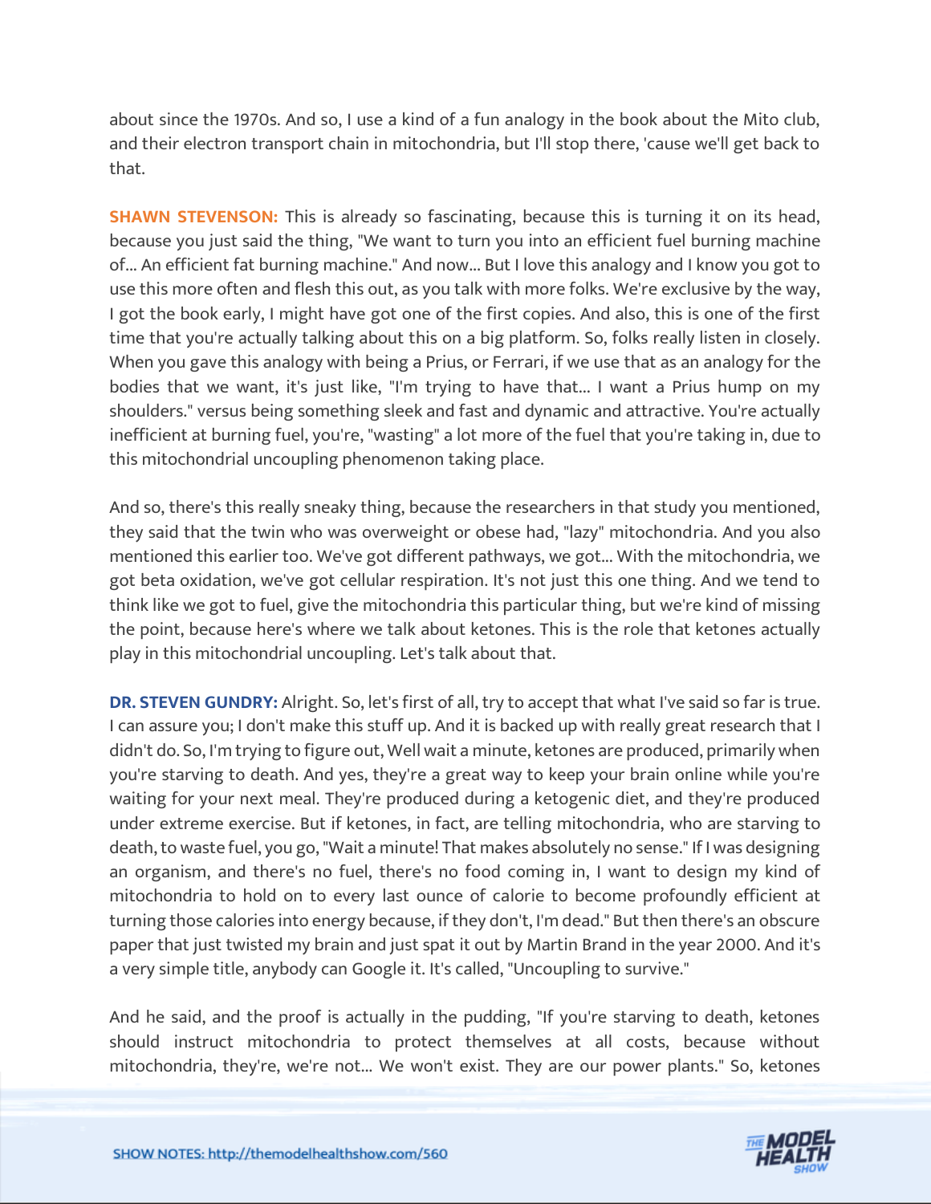about since the 1970s. And so, I use a kind of a fun analogy in the book about the Mito club, and their electron transport chain in mitochondria, but I'll stop there, 'cause we'll get back to that.

**SHAWN STEVENSON:** This is already so fascinating, because this is turning it on its head, because you just said the thing, "We want to turn you into an efficient fuel burning machine of... An efficient fat burning machine." And now... But I love this analogy and I know you got to use this more often and flesh this out, as you talk with more folks. We're exclusive by the way, I got the book early, I might have got one of the first copies. And also, this is one of the first time that you're actually talking about this on a big platform. So, folks really listen in closely. When you gave this analogy with being a Prius, or Ferrari, if we use that as an analogy for the bodies that we want, it's just like, "I'm trying to have that... I want a Prius hump on my shoulders." versus being something sleek and fast and dynamic and attractive. You're actually inefficient at burning fuel, you're, "wasting" a lot more of the fuel that you're taking in, due to this mitochondrial uncoupling phenomenon taking place.

And so, there's this really sneaky thing, because the researchers in that study you mentioned, they said that the twin who was overweight or obese had, "lazy" mitochondria. And you also mentioned this earlier too. We've got different pathways, we got... With the mitochondria, we got beta oxidation, we've got cellular respiration. It's not just this one thing. And we tend to think like we got to fuel, give the mitochondria this particular thing, but we're kind of missing the point, because here's where we talk about ketones. This is the role that ketones actually play in this mitochondrial uncoupling. Let's talk about that.

**DR. STEVEN GUNDRY:** Alright. So, let's first of all, try to accept that what I've said so far is true. I can assure you; I don't make this stuff up. And it is backed up with really great research that I didn't do. So, I'm trying to figure out, Well wait a minute, ketones are produced, primarily when you're starving to death. And yes, they're a great way to keep your brain online while you're waiting for your next meal. They're produced during a ketogenic diet, and they're produced under extreme exercise. But if ketones, in fact, are telling mitochondria, who are starving to death, to waste fuel, you go, "Wait a minute! That makes absolutely no sense." If I was designing an organism, and there's no fuel, there's no food coming in, I want to design my kind of mitochondria to hold on to every last ounce of calorie to become profoundly efficient at turning those calories into energy because, if they don't, I'm dead." But then there's an obscure paper that just twisted my brain and just spat it out by Martin Brand in the year 2000. And it's a very simple title, anybody can Google it. It's called, "Uncoupling to survive."

And he said, and the proof is actually in the pudding, "If you're starving to death, ketones should instruct mitochondria to protect themselves at all costs, because without mitochondria, they're, we're not... We won't exist. They are our power plants." So, ketones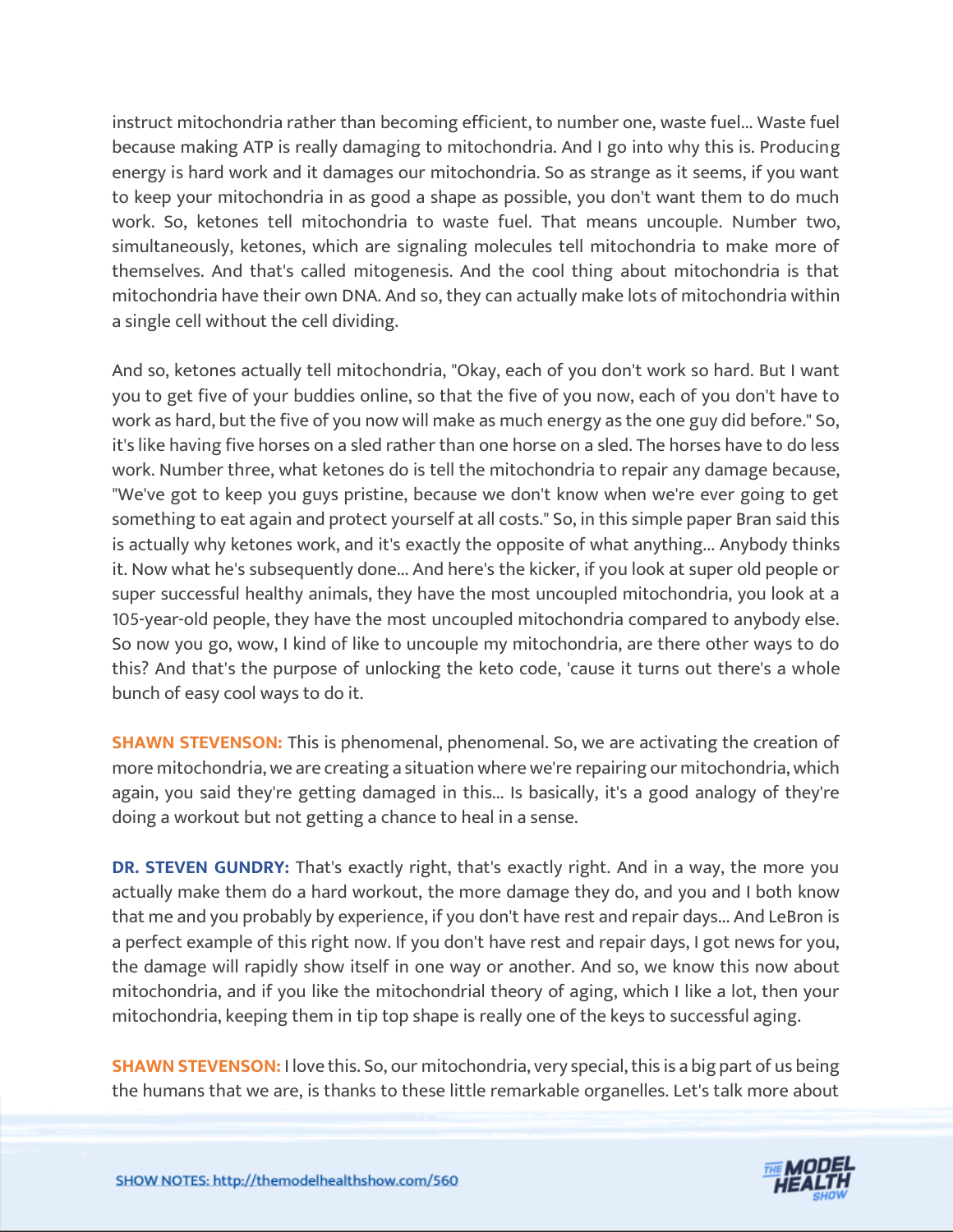instruct mitochondria rather than becoming efficient, to number one, waste fuel... Waste fuel because making ATP is really damaging to mitochondria. And I go into why this is. Producing energy is hard work and it damages our mitochondria. So as strange as it seems, if you want to keep your mitochondria in as good a shape as possible, you don't want them to do much work. So, ketones tell mitochondria to waste fuel. That means uncouple. Number two, simultaneously, ketones, which are signaling molecules tell mitochondria to make more of themselves. And that's called mitogenesis. And the cool thing about mitochondria is that mitochondria have their own DNA. And so, they can actually make lots of mitochondria within a single cell without the cell dividing.

And so, ketones actually tell mitochondria, "Okay, each of you don't work so hard. But I want you to get five of your buddies online, so that the five of you now, each of you don't have to work as hard, but the five of you now will make as much energy as the one guy did before." So, it's like having five horses on a sled rather than one horse on a sled. The horses have to do less work. Number three, what ketones do is tell the mitochondria to repair any damage because, "We've got to keep you guys pristine, because we don't know when we're ever going to get something to eat again and protect yourself at all costs." So, in this simple paper Bran said this is actually why ketones work, and it's exactly the opposite of what anything... Anybody thinks it. Now what he's subsequently done... And here's the kicker, if you look at super old people or super successful healthy animals, they have the most uncoupled mitochondria, you look at a 105-year-old people, they have the most uncoupled mitochondria compared to anybody else. So now you go, wow, I kind of like to uncouple my mitochondria, are there other ways to do this? And that's the purpose of unlocking the keto code, 'cause it turns out there's a whole bunch of easy cool ways to do it.

**SHAWN STEVENSON:** This is phenomenal, phenomenal. So, we are activating the creation of more mitochondria, we are creating a situation where we're repairing our mitochondria, which again, you said they're getting damaged in this... Is basically, it's a good analogy of they're doing a workout but not getting a chance to heal in a sense.

**DR. STEVEN GUNDRY:** That's exactly right, that's exactly right. And in a way, the more you actually make them do a hard workout, the more damage they do, and you and I both know that me and you probably by experience, if you don't have rest and repair days... And LeBron is a perfect example of this right now. If you don't have rest and repair days, I got news for you, the damage will rapidly show itself in one way or another. And so, we know this now about mitochondria, and if you like the mitochondrial theory of aging, which I like a lot, then your mitochondria, keeping them in tip top shape is really one of the keys to successful aging.

**SHAWN STEVENSON:** I love this. So, our mitochondria, very special, this is a big part of us being the humans that we are, is thanks to these little remarkable organelles. Let's talk more about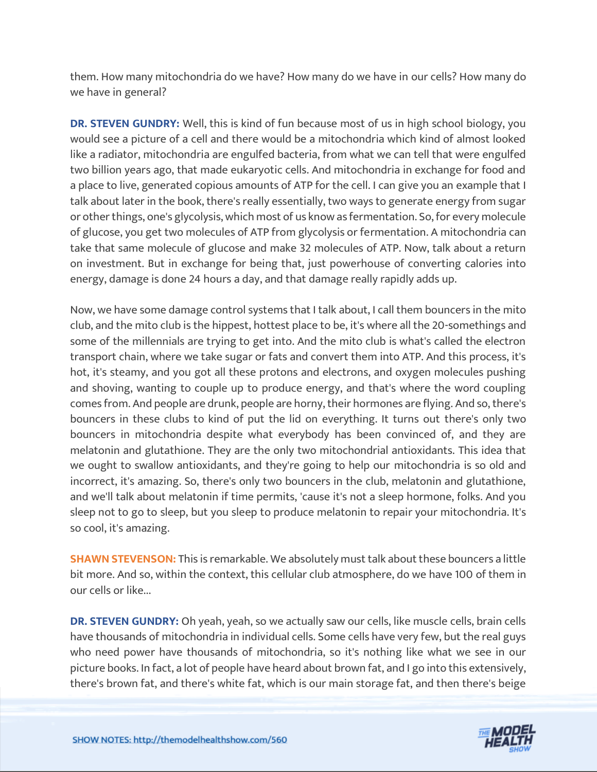them. How many mitochondria do we have? How many do we have in our cells? How many do we have in general?

**DR. STEVEN GUNDRY:** Well, this is kind of fun because most of us in high school biology, you would see a picture of a cell and there would be a mitochondria which kind of almost looked like a radiator, mitochondria are engulfed bacteria, from what we can tell that were engulfed two billion years ago, that made eukaryotic cells. And mitochondria in exchange for food and a place to live, generated copious amounts of ATP for the cell. I can give you an example that I talk about later in the book, there's really essentially, two ways to generate energy from sugar or other things, one's glycolysis, which most of us know as fermentation. So, for every molecule of glucose, you get two molecules of ATP from glycolysis or fermentation. A mitochondria can take that same molecule of glucose and make 32 molecules of ATP. Now, talk about a return on investment. But in exchange for being that, just powerhouse of converting calories into energy, damage is done 24 hours a day, and that damage really rapidly adds up.

Now, we have some damage control systems that I talk about, I call them bouncers in the mito club, and the mito club is the hippest, hottest place to be, it's where all the 20-somethings and some of the millennials are trying to get into. And the mito club is what's called the electron transport chain, where we take sugar or fats and convert them into ATP. And this process, it's hot, it's steamy, and you got all these protons and electrons, and oxygen molecules pushing and shoving, wanting to couple up to produce energy, and that's where the word coupling comes from. And people are drunk, people are horny, their hormones are flying. And so, there's bouncers in these clubs to kind of put the lid on everything. It turns out there's only two bouncers in mitochondria despite what everybody has been convinced of, and they are melatonin and glutathione. They are the only two mitochondrial antioxidants. This idea that we ought to swallow antioxidants, and they're going to help our mitochondria is so old and incorrect, it's amazing. So, there's only two bouncers in the club, melatonin and glutathione, and we'll talk about melatonin if time permits, 'cause it's not a sleep hormone, folks. And you sleep not to go to sleep, but you sleep to produce melatonin to repair your mitochondria. It's so cool, it's amazing.

**SHAWN STEVENSON:** This is remarkable. We absolutely must talk about these bouncers a little bit more. And so, within the context, this cellular club atmosphere, do we have 100 of them in our cells or like...

**DR. STEVEN GUNDRY:** Oh yeah, yeah, so we actually saw our cells, like muscle cells, brain cells have thousands of mitochondria in individual cells. Some cells have very few, but the real guys who need power have thousands of mitochondria, so it's nothing like what we see in our picture books. In fact, a lot of people have heard about brown fat, and I go into this extensively, there's brown fat, and there's white fat, which is our main storage fat, and then there's beige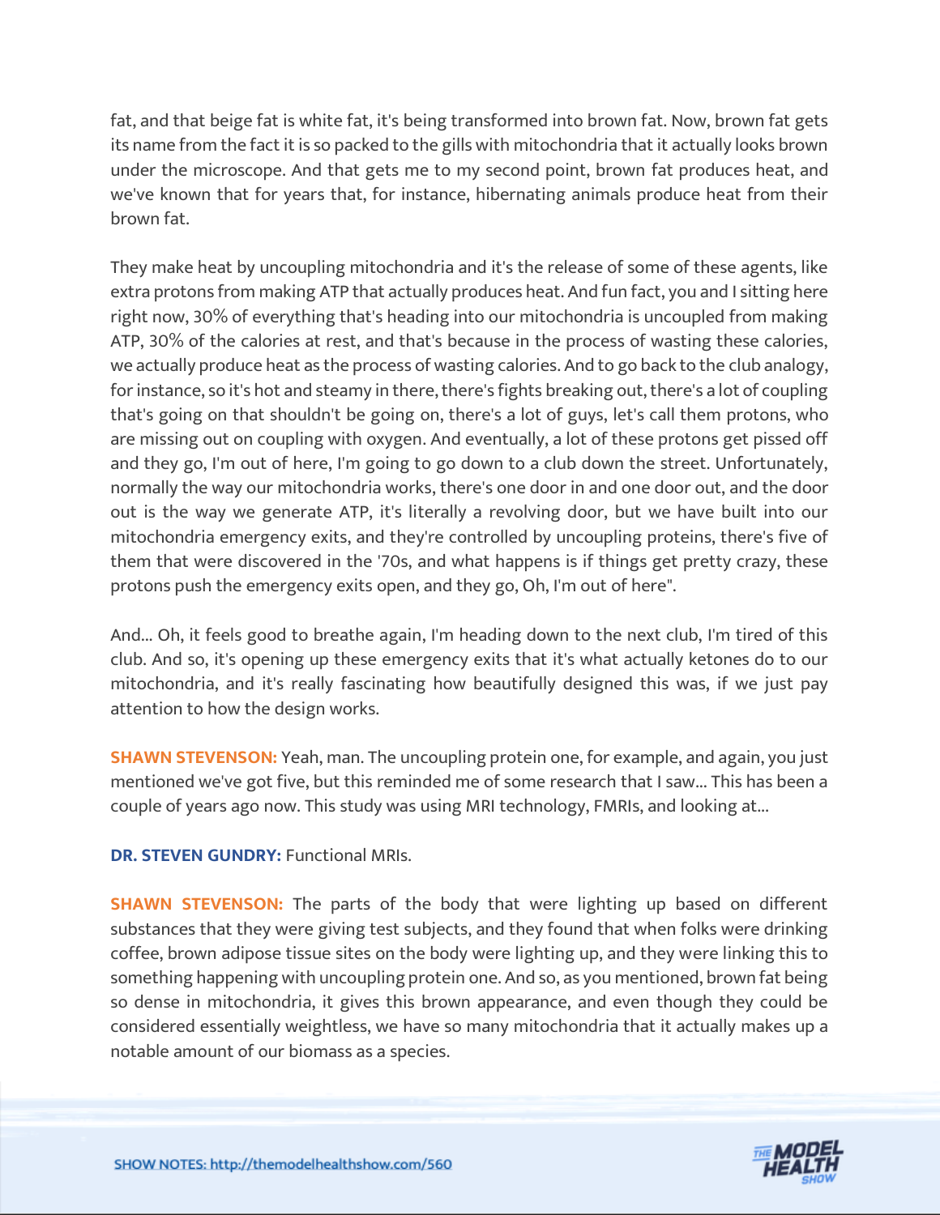fat, and that beige fat is white fat, it's being transformed into brown fat. Now, brown fat gets its name from the fact it is so packed to the gills with mitochondria that it actually looks brown under the microscope. And that gets me to my second point, brown fat produces heat, and we've known that for years that, for instance, hibernating animals produce heat from their brown fat.

They make heat by uncoupling mitochondria and it's the release of some of these agents, like extra protons from making ATP that actually produces heat. And fun fact, you and I sitting here right now, 30% of everything that's heading into our mitochondria is uncoupled from making ATP, 30% of the calories at rest, and that's because in the process of wasting these calories, we actually produce heat as the process of wasting calories. And to go back to the club analogy, for instance, so it's hot and steamy in there, there's fights breaking out, there's a lot of coupling that's going on that shouldn't be going on, there's a lot of guys, let's call them protons, who are missing out on coupling with oxygen. And eventually, a lot of these protons get pissed off and they go, I'm out of here, I'm going to go down to a club down the street. Unfortunately, normally the way our mitochondria works, there's one door in and one door out, and the door out is the way we generate ATP, it's literally a revolving door, but we have built into our mitochondria emergency exits, and they're controlled by uncoupling proteins, there's five of them that were discovered in the '70s, and what happens is if things get pretty crazy, these protons push the emergency exits open, and they go, Oh, I'm out of here".

And... Oh, it feels good to breathe again, I'm heading down to the next club, I'm tired of this club. And so, it's opening up these emergency exits that it's what actually ketones do to our mitochondria, and it's really fascinating how beautifully designed this was, if we just pay attention to how the design works.

**SHAWN STEVENSON:** Yeah, man. The uncoupling protein one, for example, and again, you just mentioned we've got five, but this reminded me of some research that I saw... This has been a couple of years ago now. This study was using MRI technology, FMRIs, and looking at...

**DR. STEVEN GUNDRY:** Functional MRIs.

**SHAWN STEVENSON:** The parts of the body that were lighting up based on different substances that they were giving test subjects, and they found that when folks were drinking coffee, brown adipose tissue sites on the body were lighting up, and they were linking this to something happening with uncoupling protein one. And so, as you mentioned, brown fat being so dense in mitochondria, it gives this brown appearance, and even though they could be considered essentially weightless, we have so many mitochondria that it actually makes up a notable amount of our biomass as a species.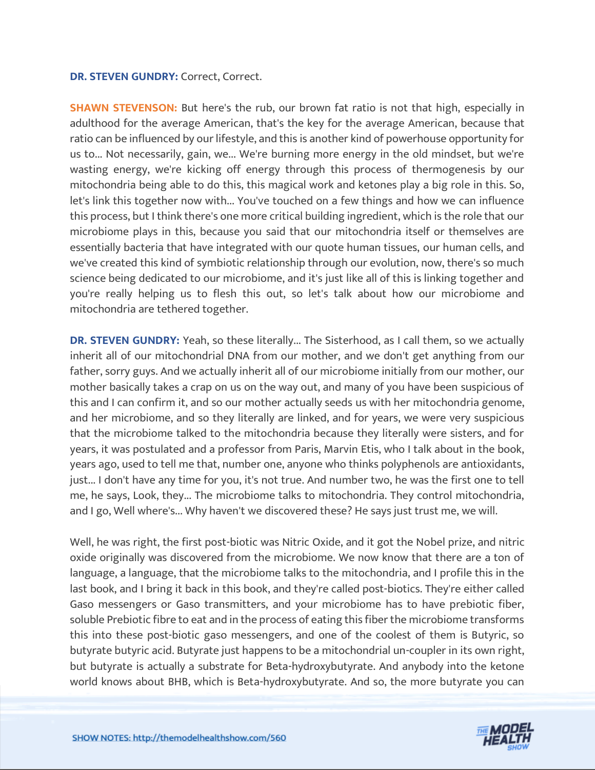**DR. STEVEN GUNDRY:** Correct, Correct.

**SHAWN STEVENSON:** But here's the rub, our brown fat ratio is not that high, especially in adulthood for the average American, that's the key for the average American, because that ratio can be influenced by our lifestyle, and this is another kind of powerhouse opportunity for us to... Not necessarily, gain, we... We're burning more energy in the old mindset, but we're wasting energy, we're kicking off energy through this process of thermogenesis by our mitochondria being able to do this, this magical work and ketones play a big role in this. So, let's link this together now with... You've touched on a few things and how we can influence this process, but I think there's one more critical building ingredient, which is the role that our microbiome plays in this, because you said that our mitochondria itself or themselves are essentially bacteria that have integrated with our quote human tissues, our human cells, and we've created this kind of symbiotic relationship through our evolution, now, there's so much science being dedicated to our microbiome, and it's just like all of this is linking together and you're really helping us to flesh this out, so let's talk about how our microbiome and mitochondria are tethered together.

**DR. STEVEN GUNDRY:** Yeah, so these literally... The Sisterhood, as I call them, so we actually inherit all of our mitochondrial DNA from our mother, and we don't get anything from our father, sorry guys. And we actually inherit all of our microbiome initially from our mother, our mother basically takes a crap on us on the way out, and many of you have been suspicious of this and I can confirm it, and so our mother actually seeds us with her mitochondria genome, and her microbiome, and so they literally are linked, and for years, we were very suspicious that the microbiome talked to the mitochondria because they literally were sisters, and for years, it was postulated and a professor from Paris, Marvin Etis, who I talk about in the book, years ago, used to tell me that, number one, anyone who thinks polyphenols are antioxidants, just... I don't have any time for you, it's not true. And number two, he was the first one to tell me, he says, Look, they... The microbiome talks to mitochondria. They control mitochondria, and I go, Well where's... Why haven't we discovered these? He says just trust me, we will.

Well, he was right, the first post-biotic was Nitric Oxide, and it got the Nobel prize, and nitric oxide originally was discovered from the microbiome. We now know that there are a ton of language, a language, that the microbiome talks to the mitochondria, and I profile this in the last book, and I bring it back in this book, and they're called post-biotics. They're either called Gaso messengers or Gaso transmitters, and your microbiome has to have prebiotic fiber, soluble Prebiotic fibre to eat and in the process of eating this fiber the microbiome transforms this into these post-biotic gaso messengers, and one of the coolest of them is Butyric, so butyrate butyric acid. Butyrate just happens to be a mitochondrial un-coupler in its own right, but butyrate is actually a substrate for Beta-hydroxybutyrate. And anybody into the ketone world knows about BHB, which is Beta-hydroxybutyrate. And so, the more butyrate you can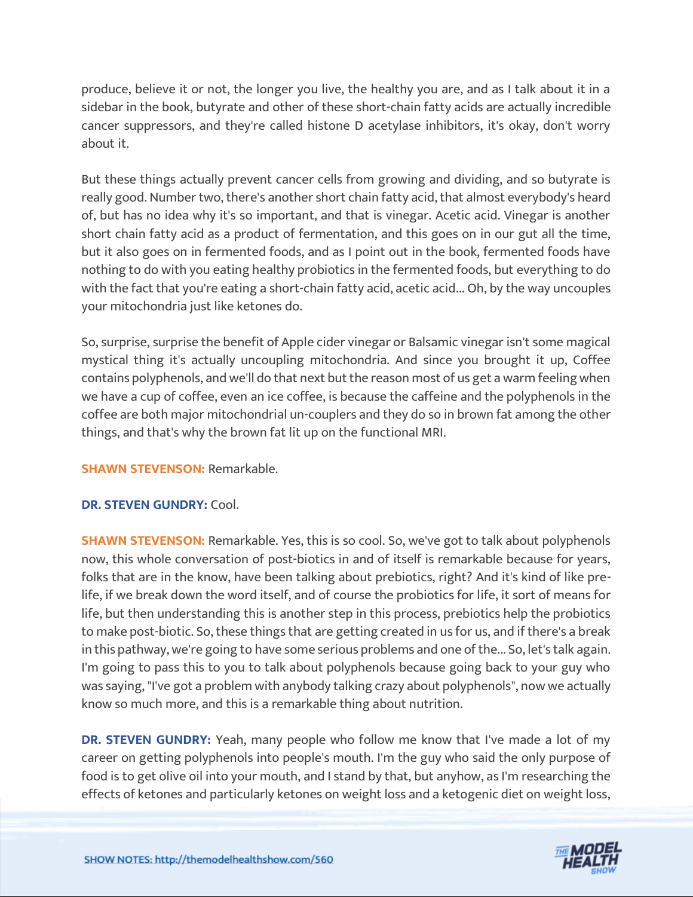produce, believe it or not, the longer you live, the healthy you are, and as I talk about it in a sidebar in the book, butyrate and other of these short-chain fatty acids are actually incredible cancer suppressors, and they're called histone D acetylase inhibitors, it's okay, don't worry about it.

But these things actually prevent cancer cells from growing and dividing, and so butyrate is really good. Number two, there's another short chain fatty acid, that almost everybody's heard of, but has no idea why it's so important, and that is vinegar. Acetic acid. Vinegar is another short chain fatty acid as a product of fermentation, and this goes on in our gut all the time, but it also goes on in fermented foods, and as I point out in the book, fermented foods have nothing to do with you eating healthy probiotics in the fermented foods, but everything to do with the fact that you're eating a short-chain fatty acid, acetic acid... Oh, by the way uncouples your mitochondria just like ketones do.

So, surprise, surprise the benefit of Apple cider vinegar or Balsamic vinegar isn't some magical mystical thing it's actually uncoupling mitochondria. And since you brought it up, Coffee contains polyphenols, and we'll do that next but the reason most of us get a warm feeling when we have a cup of coffee, even an ice coffee, is because the caffeine and the polyphenols in the coffee are both major mitochondrial un-couplers and they do so in brown fat among the other things, and that's why the brown fat lit up on the functional MRI.

**SHAWN STEVENSON:** Remarkable.

**DR. STEVEN GUNDRY:** Cool.

**SHAWN STEVENSON:** Remarkable. Yes, this is so cool. So, we've got to talk about polyphenols now, this whole conversation of post-biotics in and of itself is remarkable because for years, folks that are in the know, have been talking about prebiotics, right? And it's kind of like pre-life, if we break down the word itself, and of course the probiotics for life, it sort of means for life, but then understanding this is another step in this process, prebiotics help the probiotics to make post-biotic. So, these things that are getting created in us for us, and if there's a break in this pathway, we're going to have some serious problems and one of the... So, let's talk again. I'm going to pass this to you to talk about polyphenols because going back to your guy who was saying, "I've got a problem with anybody talking crazy about polyphenols", now we actually know so much more, and this is a remarkable thing about nutrition.

**DR. STEVEN GUNDRY:** Yeah, many people who follow me know that I've made a lot of my career on getting polyphenols into people's mouth. I'm the guy who said the only purpose of food is to get olive oil into your mouth, and I stand by that, but anyhow, as I'm researching the effects of ketones and particularly ketones on weight loss and a ketogenic diet on weight loss,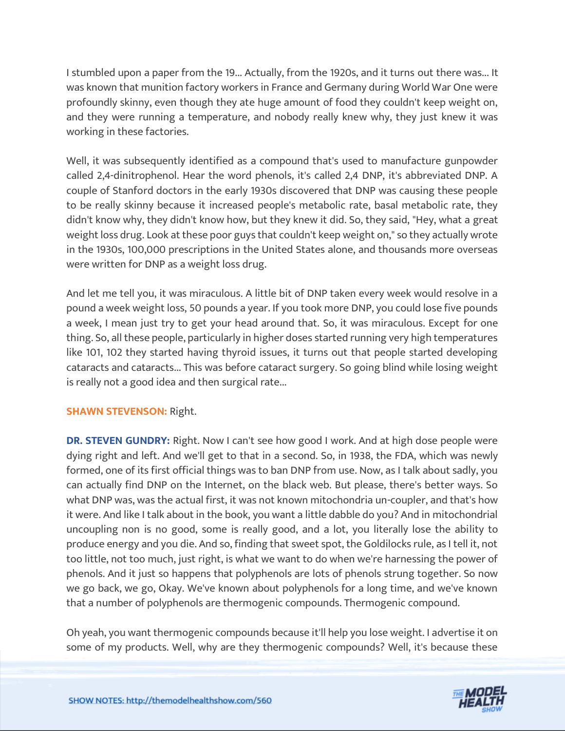I stumbled upon a paper from the 19... Actually, from the 1920s, and it turns out there was... It was known that munition factory workers in France and Germany during World War One were profoundly skinny, even though they ate huge amount of food they couldn't keep weight on, and they were running a temperature, and nobody really knew why, they just knew it was working in these factories.

Well, it was subsequently identified as a compound that's used to manufacture gunpowder called 2,4-dinitrophenol. Hear the word phenols, it's called 2,4 DNP, it's abbreviated DNP. A couple of Stanford doctors in the early 1930s discovered that DNP was causing these people to be really skinny because it increased people's metabolic rate, basal metabolic rate, they didn't know why, they didn't know how, but they knew it did. So, they said, "Hey, what a great weight loss drug. Look at these poor guys that couldn't keep weight on," so they actually wrote in the 1930s, 100,000 prescriptions in the United States alone, and thousands more overseas were written for DNP as a weight loss drug.

And let me tell you, it was miraculous. A little bit of DNP taken every week would resolve in a pound a week weight loss, 50 pounds a year. If you took more DNP, you could lose five pounds a week, I mean just try to get your head around that. So, it was miraculous. Except for one thing. So, all these people, particularly in higher doses started running very high temperatures like 101, 102 they started having thyroid issues, it turns out that people started developing cataracts and cataracts... This was before cataract surgery. So going blind while losing weight is really not a good idea and then surgical rate...

**SHAWN STEVENSON:** Right.

**DR. STEVEN GUNDRY:** Right. Now I can't see how good I work. And at high dose people were dying right and left. And we'll get to that in a second. So, in 1938, the FDA, which was newly formed, one of its first official things was to ban DNP from use. Now, as I talk about sadly, you can actually find DNP on the Internet, on the black web. But please, there's better ways. So what DNP was, was the actual first, it was not known mitochondria un-coupler, and that's how it were. And like I talk about in the book, you want a little dabble do you? And in mitochondrial uncoupling non is no good, some is really good, and a lot, you literally lose the ability to produce energy and you die. And so, finding that sweet spot, the Goldilocks rule, as I tell it, not too little, not too much, just right, is what we want to do when we're harnessing the power of phenols. And it just so happens that polyphenols are lots of phenols strung together. So now we go back, we go, Okay. We've known about polyphenols for a long time, and we've known that a number of polyphenols are thermogenic compounds. Thermogenic compound.

Oh yeah, you want thermogenic compounds because it'll help you lose weight. I advertise it on some of my products. Well, why are they thermogenic compounds? Well, it's because these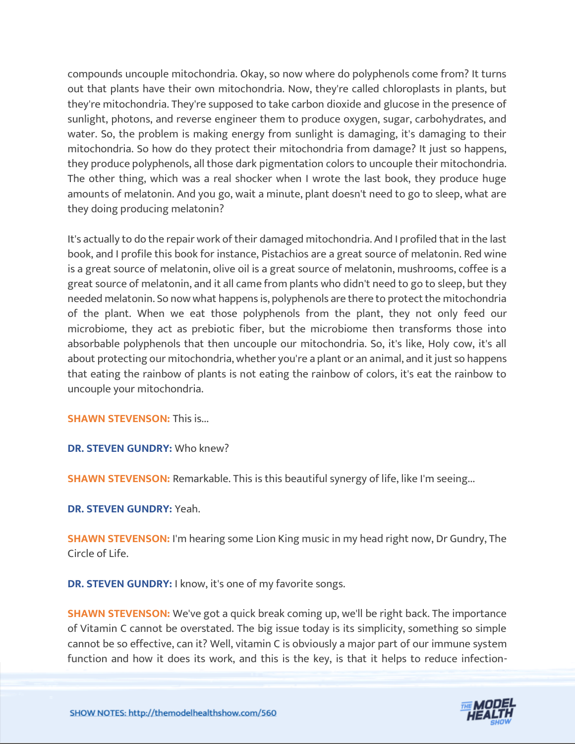compounds uncouple mitochondria. Okay, so now where do polyphenols come from? It turns out that plants have their own mitochondria. Now, they're called chloroplasts in plants, but they're mitochondria. They're supposed to take carbon dioxide and glucose in the presence of sunlight, photons, and reverse engineer them to produce oxygen, sugar, carbohydrates, and water. So, the problem is making energy from sunlight is damaging, it's damaging to their mitochondria. So how do they protect their mitochondria from damage? It just so happens, they produce polyphenols, all those dark pigmentation colors to uncouple their mitochondria. The other thing, which was a real shocker when I wrote the last book, they produce huge amounts of melatonin. And you go, wait a minute, plant doesn't need to go to sleep, what are they doing producing melatonin?

It's actually to do the repair work of their damaged mitochondria. And I profiled that in the last book, and I profile this book for instance, Pistachios are a great source of melatonin. Red wine is a great source of melatonin, olive oil is a great source of melatonin, mushrooms, coffee is a great source of melatonin, and it all came from plants who didn't need to go to sleep, but they needed melatonin. So now what happens is, polyphenols are there to protect the mitochondria of the plant. When we eat those polyphenols from the plant, they not only feed our microbiome, they act as prebiotic fiber, but the microbiome then transforms those into absorbable polyphenols that then uncouple our mitochondria. So, it's like, Holy cow, it's all about protecting our mitochondria, whether you're a plant or an animal, and it just so happens that eating the rainbow of plants is not eating the rainbow of colors, it's eat the rainbow to uncouple your mitochondria.

**SHAWN STEVENSON:** This is...

**DR. STEVEN GUNDRY:** Who knew?

**SHAWN STEVENSON:** Remarkable. This is this beautiful synergy of life, like I'm seeing...

**DR. STEVEN GUNDRY:** Yeah.

**SHAWN STEVENSON:** I'm hearing some Lion King music in my head right now, Dr Gundry, The Circle of Life.

**DR. STEVEN GUNDRY:** I know, it's one of my favorite songs.

**SHAWN STEVENSON:** We've got a quick break coming up, we'll be right back. The importance of Vitamin C cannot be overstated. The big issue today is its simplicity, something so simple cannot be so effective, can it? Well, vitamin C is obviously a major part of our immune system function and how it does its work, and this is the key, is that it helps to reduce infection-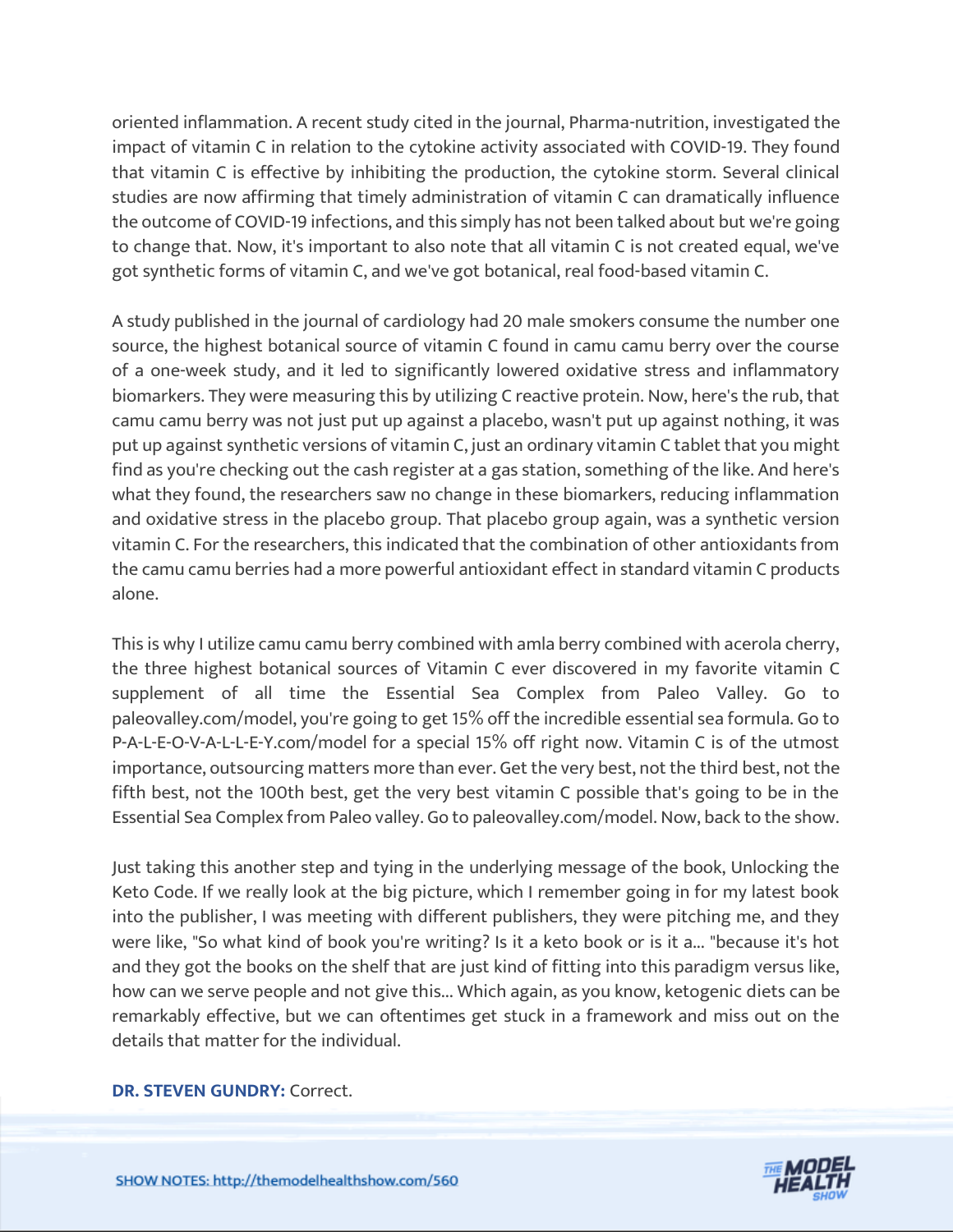oriented inflammation. A recent study cited in the journal, Pharma-nutrition, investigated the impact of vitamin C in relation to the cytokine activity associated with COVID-19. They found that vitamin C is effective by inhibiting the production, the cytokine storm. Several clinical studies are now affirming that timely administration of vitamin C can dramatically influence the outcome of COVID-19 infections, and this simply has not been talked about but we're going to change that. Now, it's important to also note that all vitamin C is not created equal, we've got synthetic forms of vitamin C, and we've got botanical, real food-based vitamin C.

A study published in the journal of cardiology had 20 male smokers consume the number one source, the highest botanical source of vitamin C found in camu camu berry over the course of a one-week study, and it led to significantly lowered oxidative stress and inflammatory biomarkers. They were measuring this by utilizing C reactive protein. Now, here's the rub, that camu camu berry was not just put up against a placebo, wasn't put up against nothing, it was put up against synthetic versions of vitamin C, just an ordinary vitamin C tablet that you might find as you're checking out the cash register at a gas station, something of the like. And here's what they found, the researchers saw no change in these biomarkers, reducing inflammation and oxidative stress in the placebo group. That placebo group again, was a synthetic version vitamin C. For the researchers, this indicated that the combination of other antioxidants from the camu camu berries had a more powerful antioxidant effect in standard vitamin C products alone.

This is why I utilize camu camu berry combined with amla berry combined with acerola cherry, the three highest botanical sources of Vitamin C ever discovered in my favorite vitamin C supplement of all time the Essential Sea Complex from Paleo Valley. Go to paleovalley.com/model, you're going to get 15% off the incredible essential sea formula. Go to P-A-L-E-O-V-A-L-L-E-Y.com/model for a special 15% off right now. Vitamin C is of the utmost importance, outsourcing matters more than ever. Get the very best, not the third best, not the fifth best, not the 100th best, get the very best vitamin C possible that's going to be in the Essential Sea Complex from Paleo valley. Go to paleovalley.com/model. Now, back to the show.

Just taking this another step and tying in the underlying message of the book, Unlocking the Keto Code. If we really look at the big picture, which I remember going in for my latest book into the publisher, I was meeting with different publishers, they were pitching me, and they were like, "So what kind of book you're writing? Is it a keto book or is it a... "because it's hot and they got the books on the shelf that are just kind of fitting into this paradigm versus like, how can we serve people and not give this... Which again, as you know, ketogenic diets can be remarkably effective, but we can oftentimes get stuck in a framework and miss out on the details that matter for the individual.

**DR. STEVEN GUNDRY:** Correct.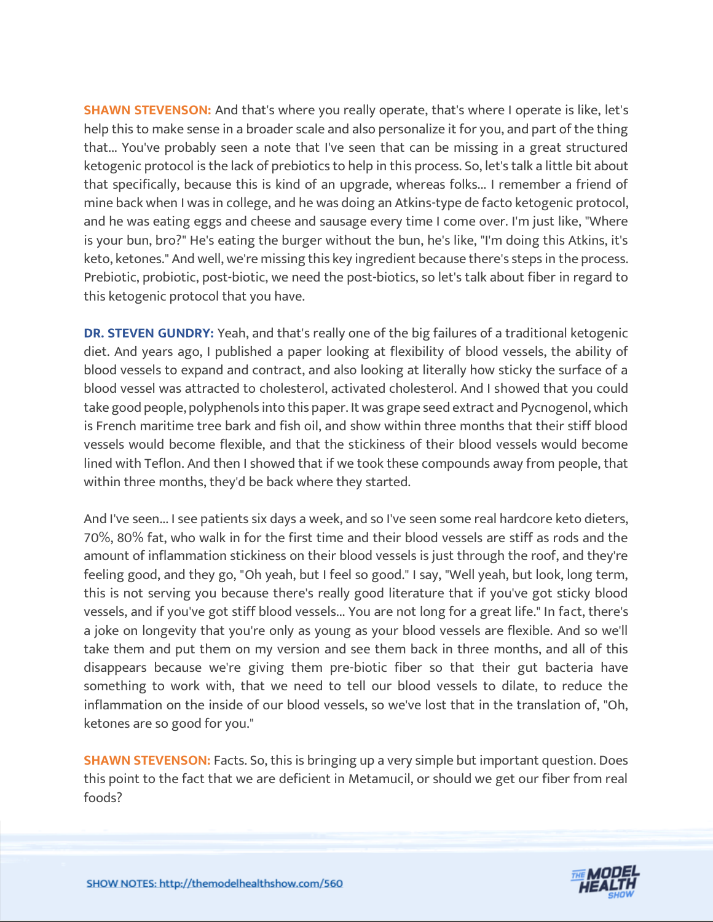**SHAWN STEVENSON:** And that's where you really operate, that's where I operate is like, let's help this to make sense in a broader scale and also personalize it for you, and part of the thing that... You've probably seen a note that I've seen that can be missing in a great structured ketogenic protocol is the lack of prebiotics to help in this process. So, let's talk a little bit about that specifically, because this is kind of an upgrade, whereas folks... I remember a friend of mine back when I was in college, and he was doing an Atkins-type de facto ketogenic protocol, and he was eating eggs and cheese and sausage every time I come over. I'm just like, "Where is your bun, bro?" He's eating the burger without the bun, he's like, "I'm doing this Atkins, it's keto, ketones." And well, we're missing this key ingredient because there's steps in the process. Prebiotic, probiotic, post-biotic, we need the post-biotics, so let's talk about fiber in regard to this ketogenic protocol that you have.

**DR. STEVEN GUNDRY:** Yeah, and that's really one of the big failures of a traditional ketogenic diet. And years ago, I published a paper looking at flexibility of blood vessels, the ability of blood vessels to expand and contract, and also looking at literally how sticky the surface of a blood vessel was attracted to cholesterol, activated cholesterol. And I showed that you could take good people, polyphenols into this paper. It was grape seed extract and Pycnogenol, which is French maritime tree bark and fish oil, and show within three months that their stiff blood vessels would become flexible, and that the stickiness of their blood vessels would become lined with Teflon. And then I showed that if we took these compounds away from people, that within three months, they'd be back where they started.

And I've seen... I see patients six days a week, and so I've seen some real hardcore keto dieters, 70%, 80% fat, who walk in for the first time and their blood vessels are stiff as rods and the amount of inflammation stickiness on their blood vessels is just through the roof, and they're feeling good, and they go, "Oh yeah, but I feel so good." I say, "Well yeah, but look, long term, this is not serving you because there's really good literature that if you've got sticky blood vessels, and if you've got stiff blood vessels... You are not long for a great life." In fact, there's a joke on longevity that you're only as young as your blood vessels are flexible. And so we'll take them and put them on my version and see them back in three months, and all of this disappears because we're giving them pre-biotic fiber so that their gut bacteria have something to work with, that we need to tell our blood vessels to dilate, to reduce the inflammation on the inside of our blood vessels, so we've lost that in the translation of, "Oh, ketones are so good for you."

**SHAWN STEVENSON:** Facts. So, this is bringing up a very simple but important question. Does this point to the fact that we are deficient in Metamucil, or should we get our fiber from real foods?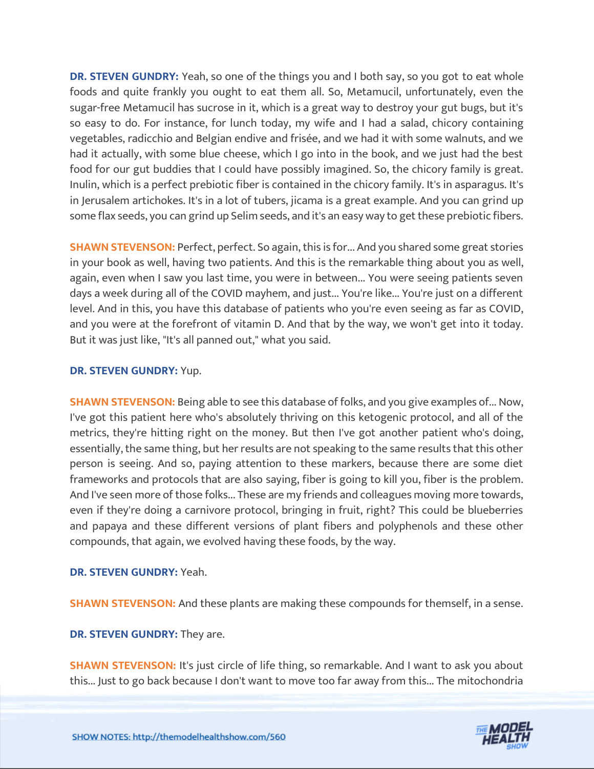**DR. STEVEN GUNDRY:** Yeah, so one of the things you and I both say, so you got to eat whole foods and quite frankly you ought to eat them all. So, Metamucil, unfortunately, even the sugar-free Metamucil has sucrose in it, which is a great way to destroy your gut bugs, but it's so easy to do. For instance, for lunch today, my wife and I had a salad, chicory containing vegetables, radicchio and Belgian endive and frisée, and we had it with some walnuts, and we had it actually, with some blue cheese, which I go into in the book, and we just had the best food for our gut buddies that I could have possibly imagined. So, the chicory family is great. Inulin, which is a perfect prebiotic fiber is contained in the chicory family. It's in asparagus. It's in Jerusalem artichokes. It's in a lot of tubers, jicama is a great example. And you can grind up some flax seeds, you can grind up Selim seeds, and it's an easy way to get these prebiotic fibers.

**SHAWN STEVENSON:** Perfect, perfect. So again, this is for... And you shared some great stories in your book as well, having two patients. And this is the remarkable thing about you as well, again, even when I saw you last time, you were in between... You were seeing patients seven days a week during all of the COVID mayhem, and just... You're like... You're just on a different level. And in this, you have this database of patients who you're even seeing as far as COVID, and you were at the forefront of vitamin D. And that by the way, we won't get into it today. But it was just like, "It's all panned out," what you said.

**DR. STEVEN GUNDRY:** Yup.

**SHAWN STEVENSON:** Being able to see this database of folks, and you give examples of... Now, I've got this patient here who's absolutely thriving on this ketogenic protocol, and all of the metrics, they're hitting right on the money. But then I've got another patient who's doing, essentially, the same thing, but her results are not speaking to the same results that this other person is seeing. And so, paying attention to these markers, because there are some diet frameworks and protocols that are also saying, fiber is going to kill you, fiber is the problem. And I've seen more of those folks... These are my friends and colleagues moving more towards, even if they're doing a carnivore protocol, bringing in fruit, right? This could be blueberries and papaya and these different versions of plant fibers and polyphenols and these other compounds, that again, we evolved having these foods, by the way.

**DR. STEVEN GUNDRY:** Yeah.

**SHAWN STEVENSON:** And these plants are making these compounds for themself, in a sense.

**DR. STEVEN GUNDRY:** They are.

**SHAWN STEVENSON:** It's just circle of life thing, so remarkable. And I want to ask you about this... Just to go back because I don't want to move too far away from this... The mitochondria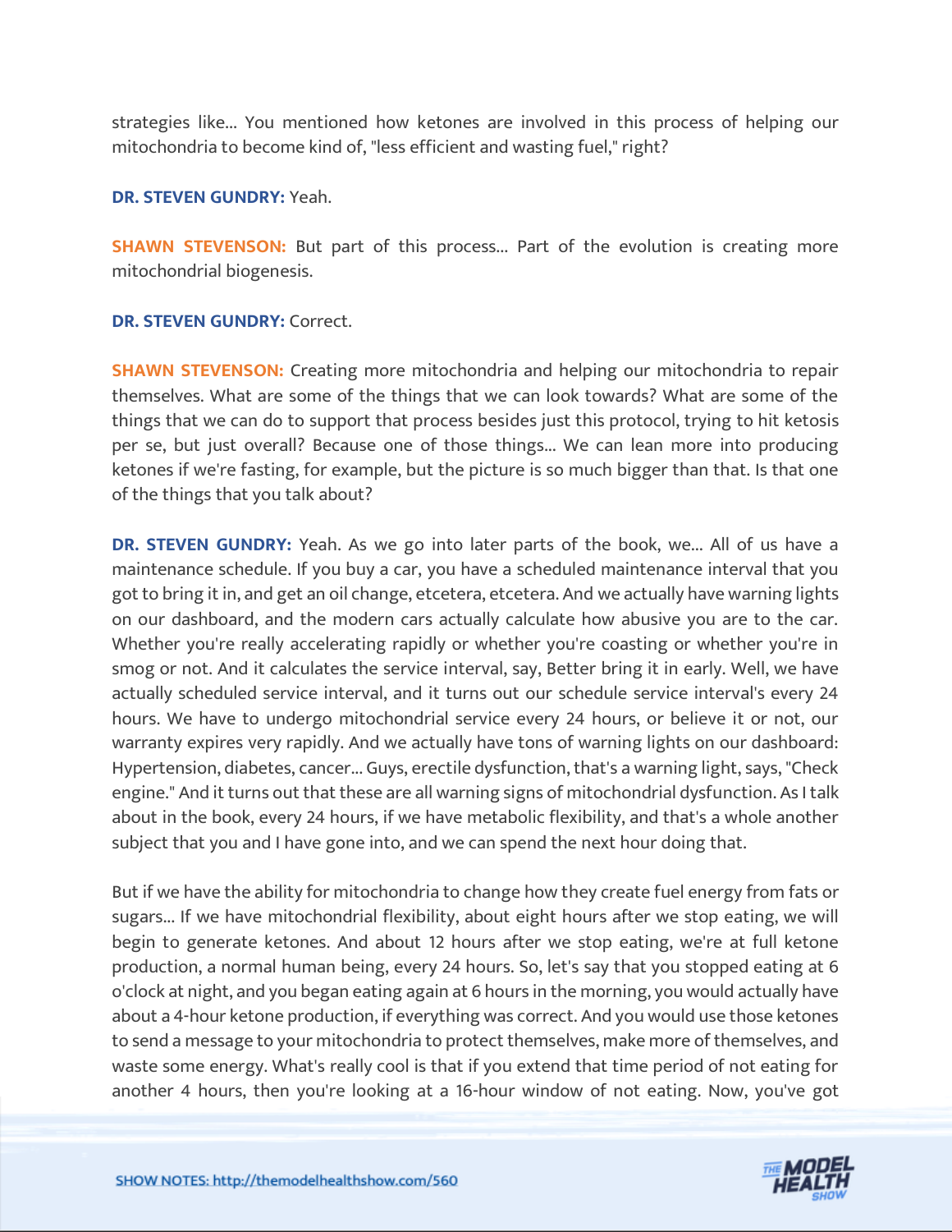strategies like... You mentioned how ketones are involved in this process of helping our mitochondria to become kind of, "less efficient and wasting fuel," right?

**DR. STEVEN GUNDRY:** Yeah.

**SHAWN STEVENSON:** But part of this process... Part of the evolution is creating more mitochondrial biogenesis.

**DR. STEVEN GUNDRY:** Correct.

**SHAWN STEVENSON:** Creating more mitochondria and helping our mitochondria to repair themselves. What are some of the things that we can look towards? What are some of the things that we can do to support that process besides just this protocol, trying to hit ketosis per se, but just overall? Because one of those things... We can lean more into producing ketones if we're fasting, for example, but the picture is so much bigger than that. Is that one of the things that you talk about?

**DR. STEVEN GUNDRY:** Yeah. As we go into later parts of the book, we... All of us have a maintenance schedule. If you buy a car, you have a scheduled maintenance interval that you got to bring it in, and get an oil change, etcetera, etcetera. And we actually have warning lights on our dashboard, and the modern cars actually calculate how abusive you are to the car. Whether you're really accelerating rapidly or whether you're coasting or whether you're in smog or not. And it calculates the service interval, say, Better bring it in early. Well, we have actually scheduled service interval, and it turns out our schedule service interval's every 24 hours. We have to undergo mitochondrial service every 24 hours, or believe it or not, our warranty expires very rapidly. And we actually have tons of warning lights on our dashboard: Hypertension, diabetes, cancer... Guys, erectile dysfunction, that's a warning light, says, "Check engine." And it turns out that these are all warning signs of mitochondrial dysfunction. As I talk about in the book, every 24 hours, if we have metabolic flexibility, and that's a whole another subject that you and I have gone into, and we can spend the next hour doing that.

But if we have the ability for mitochondria to change how they create fuel energy from fats or sugars... If we have mitochondrial flexibility, about eight hours after we stop eating, we will begin to generate ketones. And about 12 hours after we stop eating, we're at full ketone production, a normal human being, every 24 hours. So, let's say that you stopped eating at 6 o'clock at night, and you began eating again at 6 hours in the morning, you would actually have about a 4-hour ketone production, if everything was correct. And you would use those ketones to send a message to your mitochondria to protect themselves, make more of themselves, and waste some energy. What's really cool is that if you extend that time period of not eating for another 4 hours, then you're looking at a 16-hour window of not eating. Now, you've got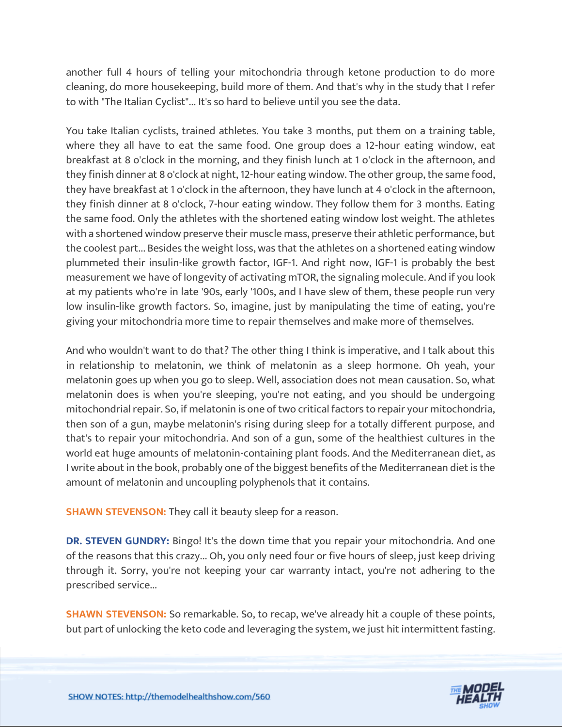another full 4 hours of telling your mitochondria through ketone production to do more cleaning, do more housekeeping, build more of them. And that's why in the study that I refer to with "The Italian Cyclist"... It's so hard to believe until you see the data.

You take Italian cyclists, trained athletes. You take 3 months, put them on a training table, where they all have to eat the same food. One group does a 12-hour eating window, eat breakfast at 8 o'clock in the morning, and they finish lunch at 1 o'clock in the afternoon, and they finish dinner at 8 o'clock at night, 12-hour eating window. The other group, the same food, they have breakfast at 1 o'clock in the afternoon, they have lunch at 4 o'clock in the afternoon, they finish dinner at 8 o'clock, 7-hour eating window. They follow them for 3 months. Eating the same food. Only the athletes with the shortened eating window lost weight. The athletes with a shortened window preserve their muscle mass, preserve their athletic performance, but the coolest part... Besides the weight loss, was that the athletes on a shortened eating window plummeted their insulin-like growth factor, IGF-1. And right now, IGF-1 is probably the best measurement we have of longevity of activating mTOR, the signaling molecule. And if you look at my patients who're in late '90s, early '100s, and I have slew of them, these people run very low insulin-like growth factors. So, imagine, just by manipulating the time of eating, you're giving your mitochondria more time to repair themselves and make more of themselves.

And who wouldn't want to do that? The other thing I think is imperative, and I talk about this in relationship to melatonin, we think of melatonin as a sleep hormone. Oh yeah, your melatonin goes up when you go to sleep. Well, association does not mean causation. So, what melatonin does is when you're sleeping, you're not eating, and you should be undergoing mitochondrial repair. So, if melatonin is one of two critical factors to repair your mitochondria, then son of a gun, maybe melatonin's rising during sleep for a totally different purpose, and that's to repair your mitochondria. And son of a gun, some of the healthiest cultures in the world eat huge amounts of melatonin-containing plant foods. And the Mediterranean diet, as I write about in the book, probably one of the biggest benefits of the Mediterranean diet is the amount of melatonin and uncoupling polyphenols that it contains.

**SHAWN STEVENSON:** They call it beauty sleep for a reason.

**DR. STEVEN GUNDRY:** Bingo! It's the down time that you repair your mitochondria. And one of the reasons that this crazy... Oh, you only need four or five hours of sleep, just keep driving through it. Sorry, you're not keeping your car warranty intact, you're not adhering to the prescribed service...

**SHAWN STEVENSON:** So remarkable. So, to recap, we've already hit a couple of these points, but part of unlocking the keto code and leveraging the system, we just hit intermittent fasting.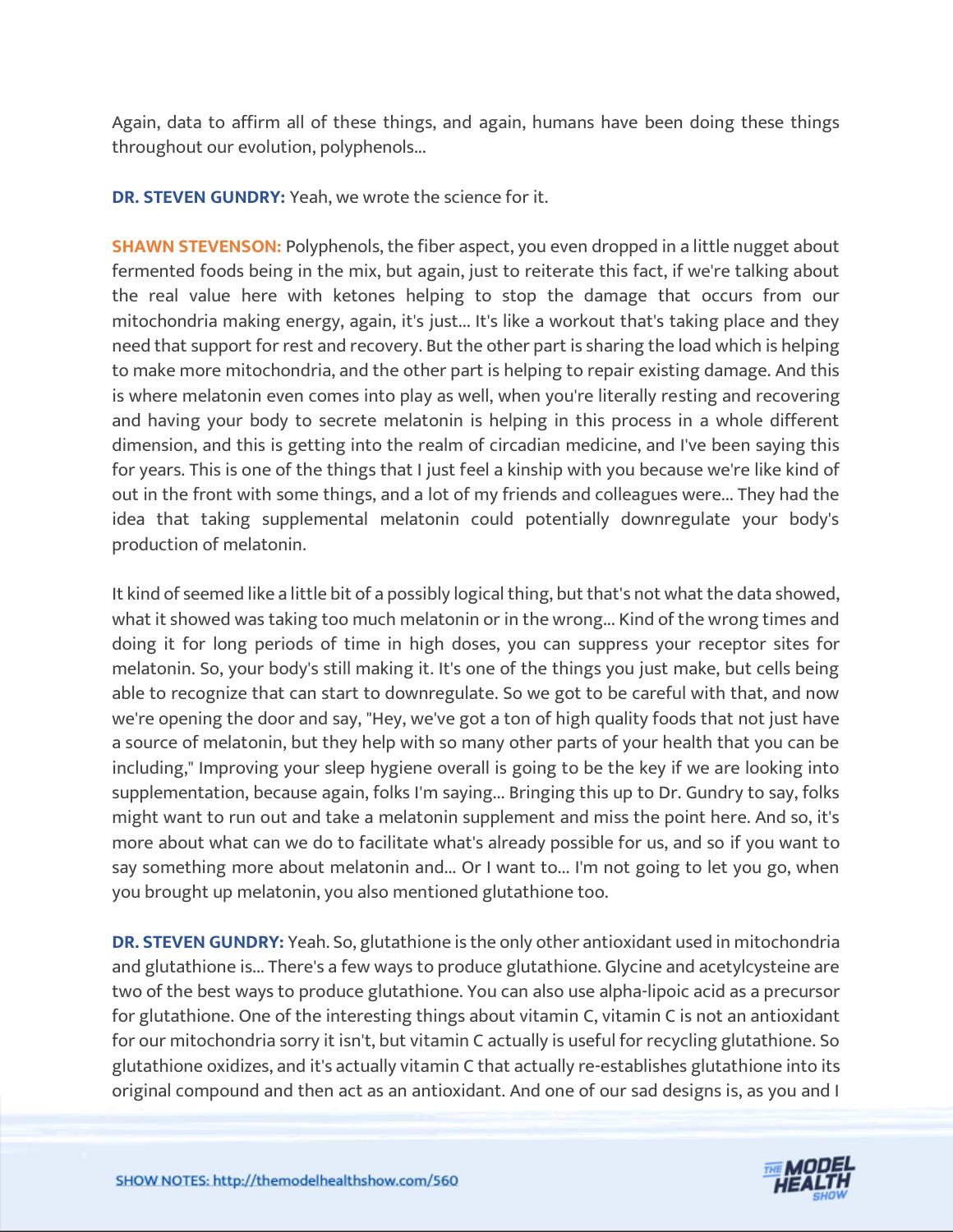Again, data to affirm all of these things, and again, humans have been doing these things throughout our evolution, polyphenols...

**DR. STEVEN GUNDRY:** Yeah, we wrote the science for it.

**SHAWN STEVENSON:** Polyphenols, the fiber aspect, you even dropped in a little nugget about fermented foods being in the mix, but again, just to reiterate this fact, if we're talking about the real value here with ketones helping to stop the damage that occurs from our mitochondria making energy, again, it's just... It's like a workout that's taking place and they need that support for rest and recovery. But the other part is sharing the load which is helping to make more mitochondria, and the other part is helping to repair existing damage. And this is where melatonin even comes into play as well, when you're literally resting and recovering and having your body to secrete melatonin is helping in this process in a whole different dimension, and this is getting into the realm of circadian medicine, and I've been saying this for years. This is one of the things that I just feel a kinship with you because we're like kind of out in the front with some things, and a lot of my friends and colleagues were... They had the idea that taking supplemental melatonin could potentially downregulate your body's production of melatonin.

It kind of seemed like a little bit of a possibly logical thing, but that's not what the data showed, what it showed was taking too much melatonin or in the wrong... Kind of the wrong times and doing it for long periods of time in high doses, you can suppress your receptor sites for melatonin. So, your body's still making it. It's one of the things you just make, but cells being able to recognize that can start to downregulate. So we got to be careful with that, and now we're opening the door and say, "Hey, we've got a ton of high quality foods that not just have a source of melatonin, but they help with so many other parts of your health that you can be including," Improving your sleep hygiene overall is going to be the key if we are looking into supplementation, because again, folks I'm saying... Bringing this up to Dr. Gundry to say, folks might want to run out and take a melatonin supplement and miss the point here. And so, it's more about what can we do to facilitate what's already possible for us, and so if you want to say something more about melatonin and... Or I want to... I'm not going to let you go, when you brought up melatonin, you also mentioned glutathione too.

**DR. STEVEN GUNDRY:** Yeah. So, glutathione is the only other antioxidant used in mitochondria and glutathione is... There's a few ways to produce glutathione. Glycine and acetylcysteine are two of the best ways to produce glutathione. You can also use alpha-lipoic acid as a precursor for glutathione. One of the interesting things about vitamin C, vitamin C is not an antioxidant for our mitochondria sorry it isn't, but vitamin C actually is useful for recycling glutathione. So glutathione oxidizes, and it's actually vitamin C that actually re-establishes glutathione into its original compound and then act as an antioxidant. And one of our sad designs is, as you and I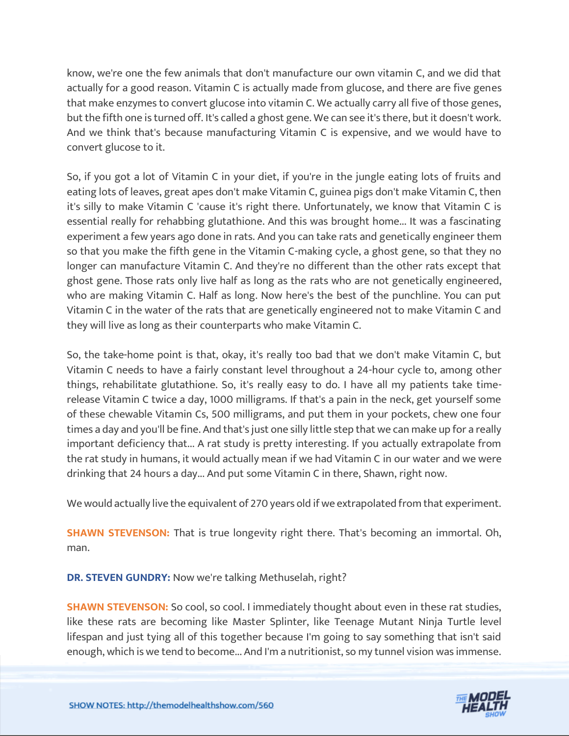know, we're one the few animals that don't manufacture our own vitamin C, and we did that actually for a good reason. Vitamin C is actually made from glucose, and there are five genes that make enzymes to convert glucose into vitamin C. We actually carry all five of those genes, but the fifth one is turned off. It's called a ghost gene. We can see it's there, but it doesn't work. And we think that's because manufacturing Vitamin C is expensive, and we would have to convert glucose to it.

So, if you got a lot of Vitamin C in your diet, if you're in the jungle eating lots of fruits and eating lots of leaves, great apes don't make Vitamin C, guinea pigs don't make Vitamin C, then it's silly to make Vitamin C 'cause it's right there. Unfortunately, we know that Vitamin C is essential really for rehabbing glutathione. And this was brought home... It was a fascinating experiment a few years ago done in rats. And you can take rats and genetically engineer them so that you make the fifth gene in the Vitamin C-making cycle, a ghost gene, so that they no longer can manufacture Vitamin C. And they're no different than the other rats except that ghost gene. Those rats only live half as long as the rats who are not genetically engineered, who are making Vitamin C. Half as long. Now here's the best of the punchline. You can put Vitamin C in the water of the rats that are genetically engineered not to make Vitamin C and they will live as long as their counterparts who make Vitamin C.

So, the take-home point is that, okay, it's really too bad that we don't make Vitamin C, but Vitamin C needs to have a fairly constant level throughout a 24-hour cycle to, among other things, rehabilitate glutathione. So, it's really easy to do. I have all my patients take time-release Vitamin C twice a day, 1000 milligrams. If that's a pain in the neck, get yourself some of these chewable Vitamin Cs, 500 milligrams, and put them in your pockets, chew one four times a day and you'll be fine. And that's just one silly little step that we can make up for a really important deficiency that... A rat study is pretty interesting. If you actually extrapolate from the rat study in humans, it would actually mean if we had Vitamin C in our water and we were drinking that 24 hours a day... And put some Vitamin C in there, Shawn, right now.

We would actually live the equivalent of 270 years old if we extrapolated from that experiment.

**SHAWN STEVENSON:** That is true longevity right there. That's becoming an immortal. Oh, man.

**DR. STEVEN GUNDRY:** Now we're talking Methuselah, right?

**SHAWN STEVENSON:** So cool, so cool. I immediately thought about even in these rat studies, like these rats are becoming like Master Splinter, like Teenage Mutant Ninja Turtle level lifespan and just tying all of this together because I'm going to say something that isn't said enough, which is we tend to become... And I'm a nutritionist, so my tunnel vision was immense.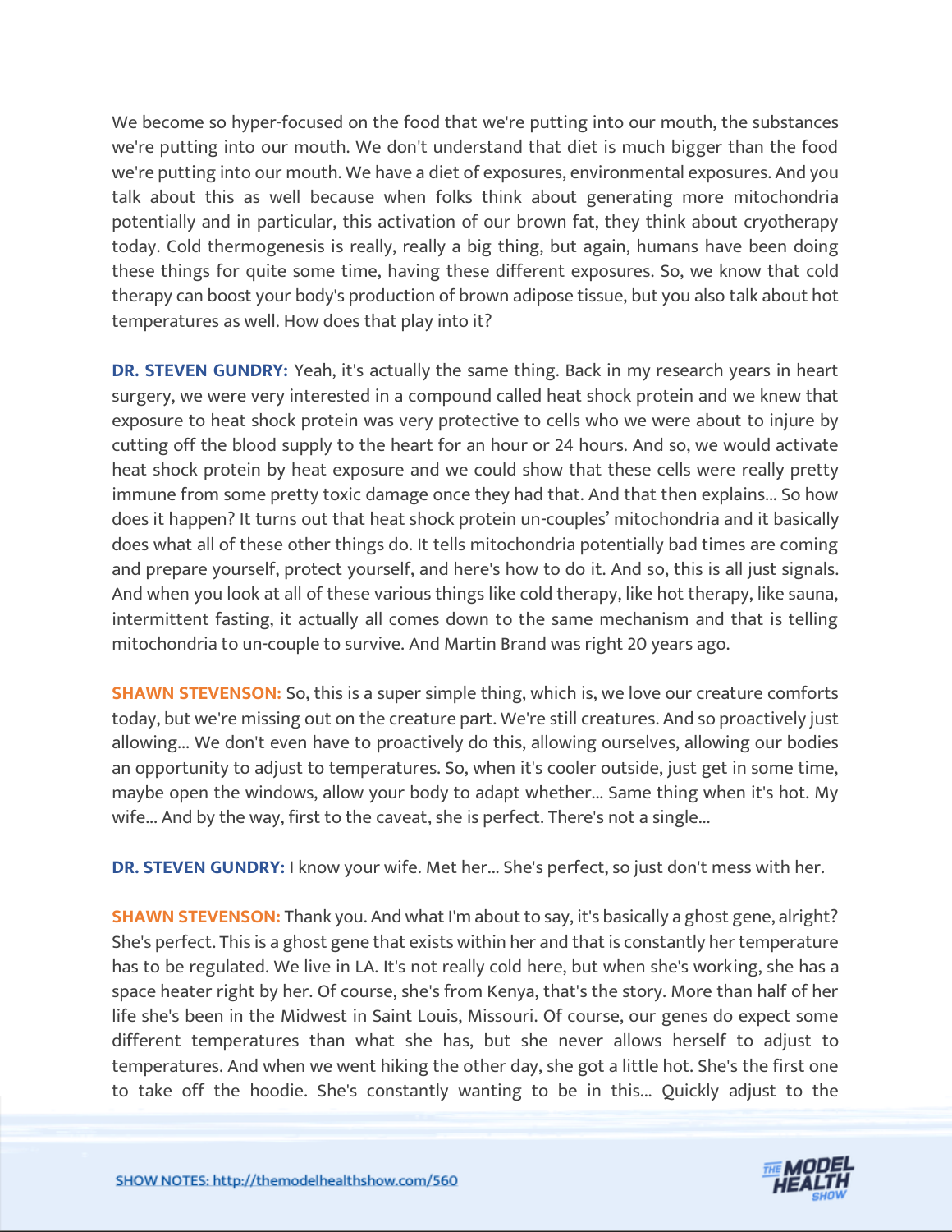We become so hyper-focused on the food that we're putting into our mouth, the substances we're putting into our mouth. We don't understand that diet is much bigger than the food we're putting into our mouth. We have a diet of exposures, environmental exposures. And you talk about this as well because when folks think about generating more mitochondria potentially and in particular, this activation of our brown fat, they think about cryotherapy today. Cold thermogenesis is really, really a big thing, but again, humans have been doing these things for quite some time, having these different exposures. So, we know that cold therapy can boost your body's production of brown adipose tissue, but you also talk about hot temperatures as well. How does that play into it?

**DR. STEVEN GUNDRY:** Yeah, it's actually the same thing. Back in my research years in heart surgery, we were very interested in a compound called heat shock protein and we knew that exposure to heat shock protein was very protective to cells who we were about to injure by cutting off the blood supply to the heart for an hour or 24 hours. And so, we would activate heat shock protein by heat exposure and we could show that these cells were really pretty immune from some pretty toxic damage once they had that. And that then explains... So how does it happen? It turns out that heat shock protein un-couples' mitochondria and it basically does what all of these other things do. It tells mitochondria potentially bad times are coming and prepare yourself, protect yourself, and here's how to do it. And so, this is all just signals. And when you look at all of these various things like cold therapy, like hot therapy, like sauna, intermittent fasting, it actually all comes down to the same mechanism and that is telling mitochondria to un-couple to survive. And Martin Brand was right 20 years ago.

**SHAWN STEVENSON:** So, this is a super simple thing, which is, we love our creature comforts today, but we're missing out on the creature part. We're still creatures. And so proactively just allowing... We don't even have to proactively do this, allowing ourselves, allowing our bodies an opportunity to adjust to temperatures. So, when it's cooler outside, just get in some time, maybe open the windows, allow your body to adapt whether... Same thing when it's hot. My wife... And by the way, first to the caveat, she is perfect. There's not a single...

**DR. STEVEN GUNDRY:** I know your wife. Met her... She's perfect, so just don't mess with her.

**SHAWN STEVENSON:** Thank you. And what I'm about to say, it's basically a ghost gene, alright? She's perfect. This is a ghost gene that exists within her and that is constantly her temperature has to be regulated. We live in LA. It's not really cold here, but when she's working, she has a space heater right by her. Of course, she's from Kenya, that's the story. More than half of her life she's been in the Midwest in Saint Louis, Missouri. Of course, our genes do expect some different temperatures than what she has, but she never allows herself to adjust to temperatures. And when we went hiking the other day, she got a little hot. She's the first one to take off the hoodie. She's constantly wanting to be in this... Quickly adjust to the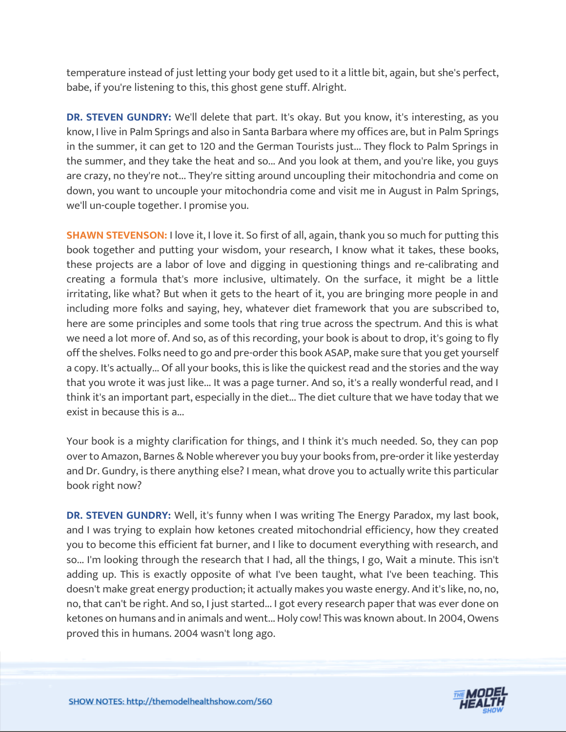temperature instead of just letting your body get used to it a little bit, again, but she's perfect, babe, if you're listening to this, this ghost gene stuff. Alright.

**DR. STEVEN GUNDRY:** We'll delete that part. It's okay. But you know, it's interesting, as you know, I live in Palm Springs and also in Santa Barbara where my offices are, but in Palm Springs in the summer, it can get to 120 and the German Tourists just... They flock to Palm Springs in the summer, and they take the heat and so... And you look at them, and you're like, you guys are crazy, no they're not... They're sitting around uncoupling their mitochondria and come on down, you want to uncouple your mitochondria come and visit me in August in Palm Springs, we'll un-couple together. I promise you.

**SHAWN STEVENSON:** I love it, I love it. So first of all, again, thank you so much for putting this book together and putting your wisdom, your research, I know what it takes, these books, these projects are a labor of love and digging in questioning things and re-calibrating and creating a formula that's more inclusive, ultimately. On the surface, it might be a little irritating, like what? But when it gets to the heart of it, you are bringing more people in and including more folks and saying, hey, whatever diet framework that you are subscribed to, here are some principles and some tools that ring true across the spectrum. And this is what we need a lot more of. And so, as of this recording, your book is about to drop, it's going to fly off the shelves. Folks need to go and pre-order this book ASAP, make sure that you get yourself a copy. It's actually... Of all your books, this is like the quickest read and the stories and the way that you wrote it was just like... It was a page turner. And so, it's a really wonderful read, and I think it's an important part, especially in the diet... The diet culture that we have today that we exist in because this is a...

Your book is a mighty clarification for things, and I think it's much needed. So, they can pop over to Amazon, Barnes & Noble wherever you buy your books from, pre-order it like yesterday and Dr. Gundry, is there anything else? I mean, what drove you to actually write this particular book right now?

**DR. STEVEN GUNDRY:** Well, it's funny when I was writing The Energy Paradox, my last book, and I was trying to explain how ketones created mitochondrial efficiency, how they created you to become this efficient fat burner, and I like to document everything with research, and so... I'm looking through the research that I had, all the things, I go, Wait a minute. This isn't adding up. This is exactly opposite of what I've been taught, what I've been teaching. This doesn't make great energy production; it actually makes you waste energy. And it's like, no, no, no, that can't be right. And so, I just started... I got every research paper that was ever done on ketones on humans and in animals and went... Holy cow! This was known about. In 2004, Owens proved this in humans. 2004 wasn't long ago.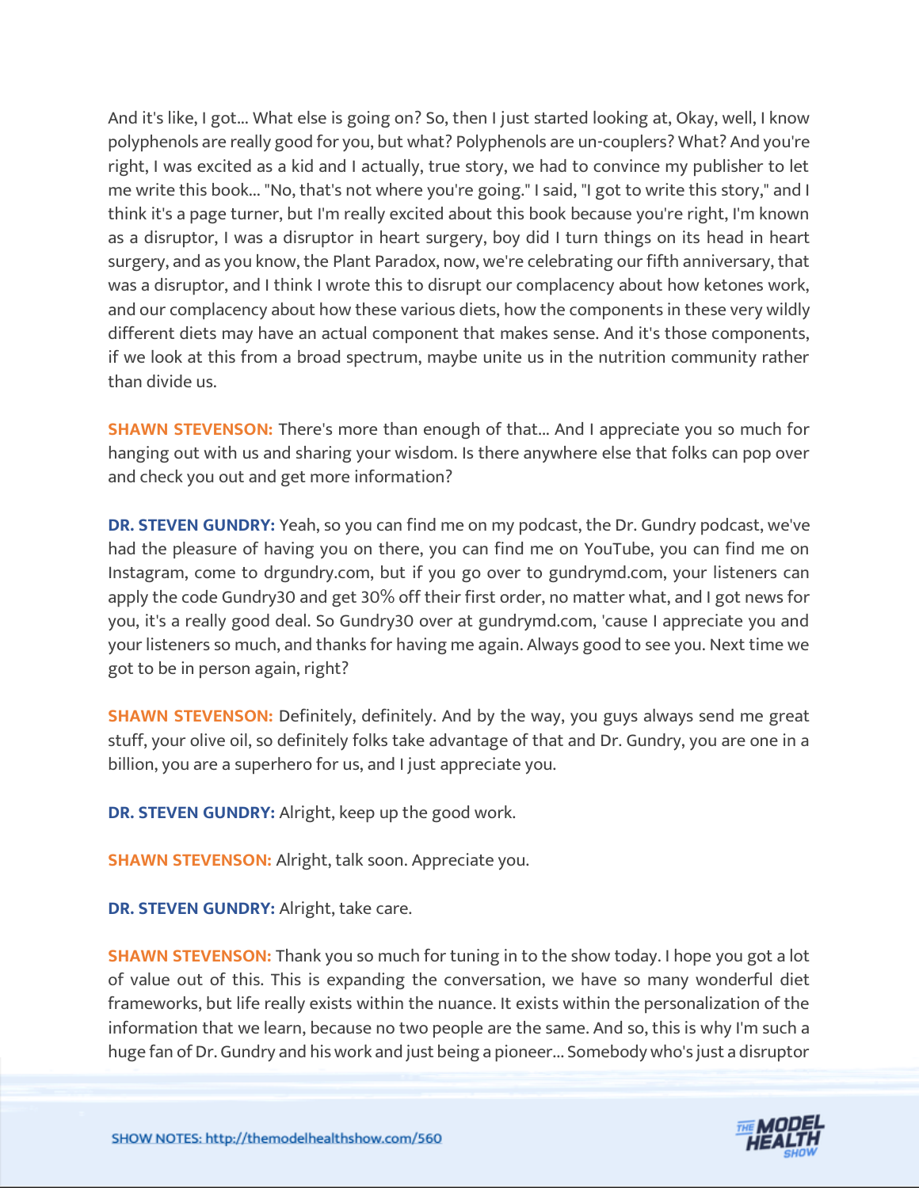And it's like, I got... What else is going on? So, then I just started looking at, Okay, well, I know polyphenols are really good for you, but what? Polyphenols are un-couplers? What? And you're right, I was excited as a kid and I actually, true story, we had to convince my publisher to let me write this book... "No, that's not where you're going." I said, "I got to write this story," and I think it's a page turner, but I'm really excited about this book because you're right, I'm known as a disruptor, I was a disruptor in heart surgery, boy did I turn things on its head in heart surgery, and as you know, the Plant Paradox, now, we're celebrating our fifth anniversary, that was a disruptor, and I think I wrote this to disrupt our complacency about how ketones work, and our complacency about how these various diets, how the components in these very wildly different diets may have an actual component that makes sense. And it's those components, if we look at this from a broad spectrum, maybe unite us in the nutrition community rather than divide us.

**SHAWN STEVENSON:** There's more than enough of that... And I appreciate you so much for hanging out with us and sharing your wisdom. Is there anywhere else that folks can pop over and check you out and get more information?

**DR. STEVEN GUNDRY:** Yeah, so you can find me on my podcast, the Dr. Gundry podcast, we've had the pleasure of having you on there, you can find me on YouTube, you can find me on Instagram, come to drgundry.com, but if you go over to gundrymd.com, your listeners can apply the code Gundry30 and get 30% off their first order, no matter what, and I got news for you, it's a really good deal. So Gundry30 over at gundrymd.com, 'cause I appreciate you and your listeners so much, and thanks for having me again. Always good to see you. Next time we got to be in person again, right?

**SHAWN STEVENSON:** Definitely, definitely. And by the way, you guys always send me great stuff, your olive oil, so definitely folks take advantage of that and Dr. Gundry, you are one in a billion, you are a superhero for us, and I just appreciate you.

**DR. STEVEN GUNDRY:** Alright, keep up the good work.

**SHAWN STEVENSON:** Alright, talk soon. Appreciate you.

**DR. STEVEN GUNDRY:** Alright, take care.

**SHAWN STEVENSON:** Thank you so much for tuning in to the show today. I hope you got a lot of value out of this. This is expanding the conversation, we have so many wonderful diet frameworks, but life really exists within the nuance. It exists within the personalization of the information that we learn, because no two people are the same. And so, this is why I'm such a huge fan of Dr. Gundry and his work and just being a pioneer... Somebody who's just a disruptor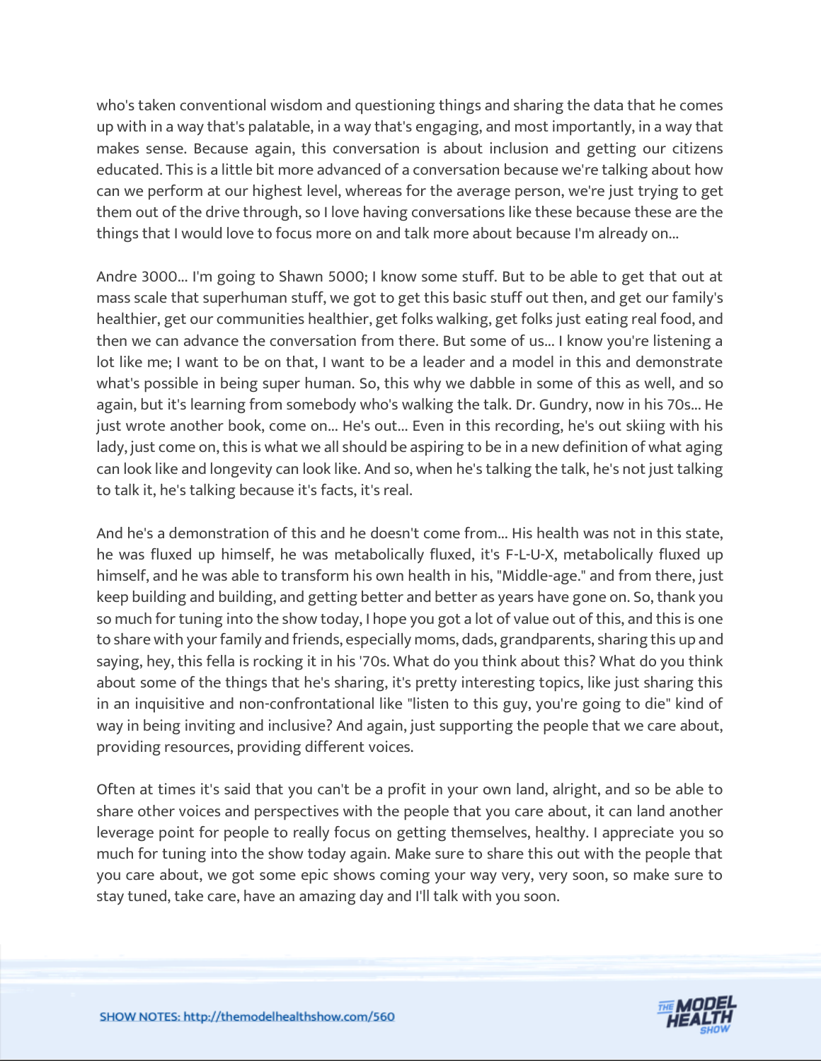who's taken conventional wisdom and questioning things and sharing the data that he comes up with in a way that's palatable, in a way that's engaging, and most importantly, in a way that makes sense. Because again, this conversation is about inclusion and getting our citizens educated. This is a little bit more advanced of a conversation because we're talking about how can we perform at our highest level, whereas for the average person, we're just trying to get them out of the drive through, so I love having conversations like these because these are the things that I would love to focus more on and talk more about because I'm already on...

Andre 3000... I'm going to Shawn 5000; I know some stuff. But to be able to get that out at mass scale that superhuman stuff, we got to get this basic stuff out then, and get our family's healthier, get our communities healthier, get folks walking, get folks just eating real food, and then we can advance the conversation from there. But some of us... I know you're listening a lot like me; I want to be on that, I want to be a leader and a model in this and demonstrate what's possible in being super human. So, this why we dabble in some of this as well, and so again, but it's learning from somebody who's walking the talk. Dr. Gundry, now in his 70s... He just wrote another book, come on... He's out... Even in this recording, he's out skiing with his lady, just come on, this is what we all should be aspiring to be in a new definition of what aging can look like and longevity can look like. And so, when he's talking the talk, he's not just talking to talk it, he's talking because it's facts, it's real.

And he's a demonstration of this and he doesn't come from... His health was not in this state, he was fluxed up himself, he was metabolically fluxed, it's F-L-U-X, metabolically fluxed up himself, and he was able to transform his own health in his, "Middle-age." and from there, just keep building and building, and getting better and better as years have gone on. So, thank you so much for tuning into the show today, I hope you got a lot of value out of this, and this is one to share with your family and friends, especially moms, dads, grandparents, sharing this up and saying, hey, this fella is rocking it in his '70s. What do you think about this? What do you think about some of the things that he's sharing, it's pretty interesting topics, like just sharing this in an inquisitive and non-confrontational like "listen to this guy, you're going to die" kind of way in being inviting and inclusive? And again, just supporting the people that we care about, providing resources, providing different voices.

Often at times it's said that you can't be a profit in your own land, alright, and so be able to share other voices and perspectives with the people that you care about, it can land another leverage point for people to really focus on getting themselves, healthy. I appreciate you so much for tuning into the show today again. Make sure to share this out with the people that you care about, we got some epic shows coming your way very, very soon, so make sure to stay tuned, take care, have an amazing day and I'll talk with you soon.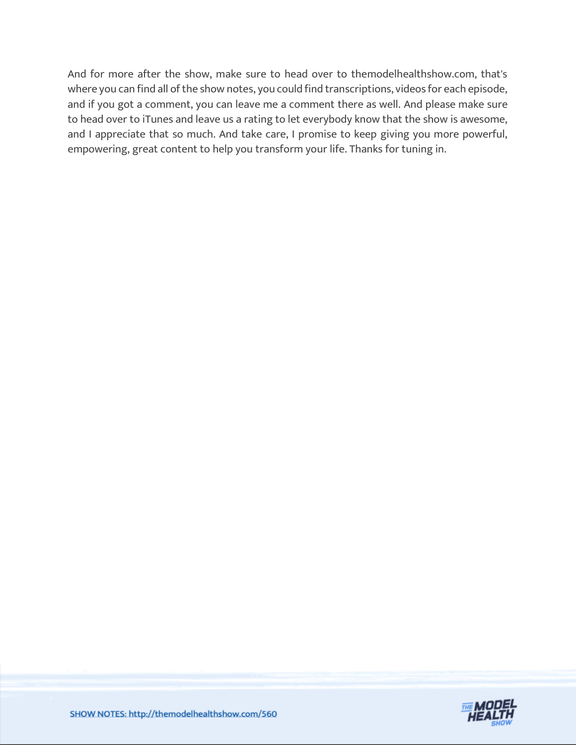And for more after the show, make sure to head over to themodelhealthshow.com, that's where you can find all of the show notes, you could find transcriptions, videos for each episode, and if you got a comment, you can leave me a comment there as well. And please make sure to head over to iTunes and leave us a rating to let everybody know that the show is awesome, and I appreciate that so much. And take care, I promise to keep giving you more powerful, empowering, great content to help you transform your life. Thanks for tuning in.